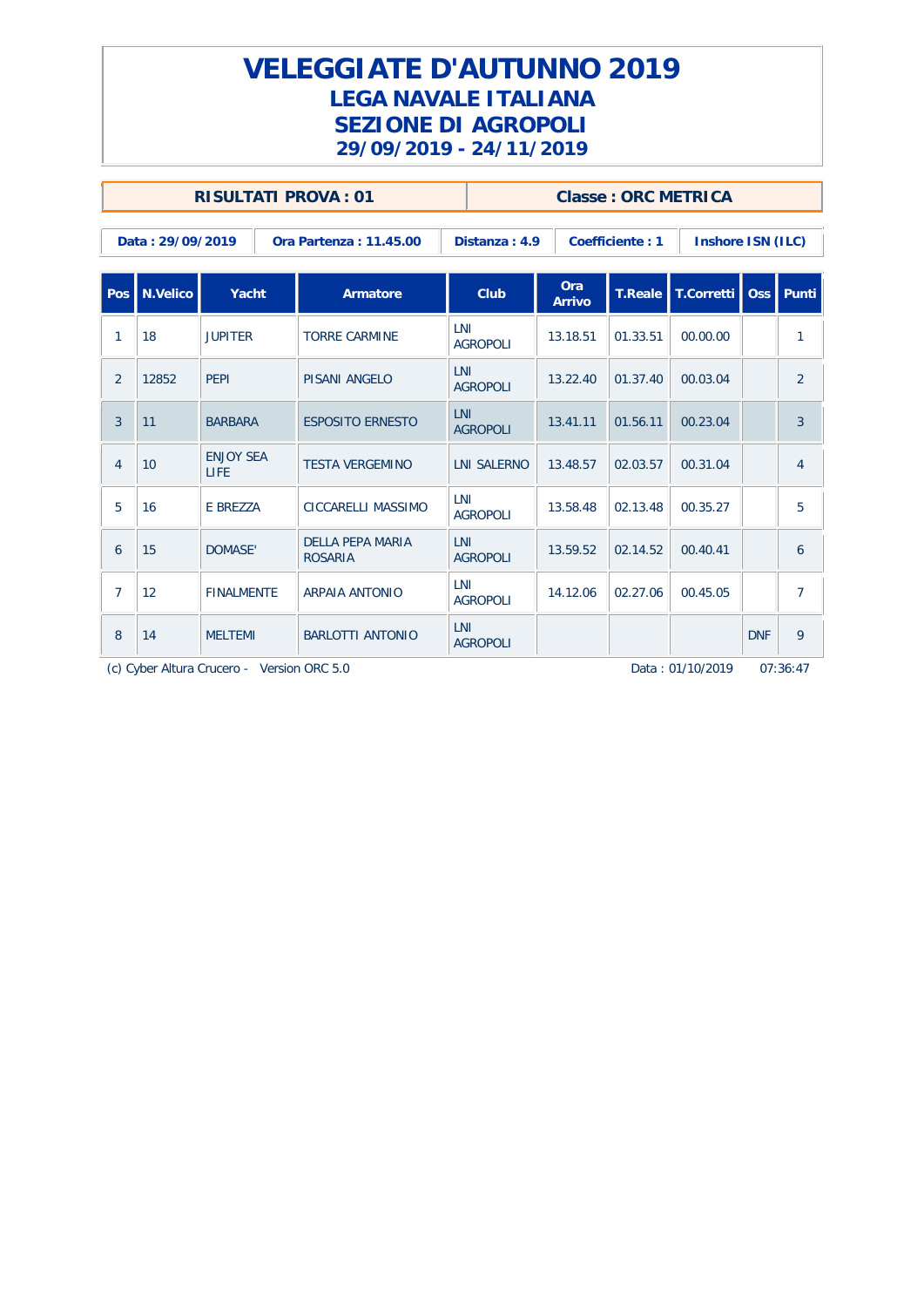# VELEGGIATE D'AUTUNNO 2019
## LEGA NAVALE ITALIANA
## SEZIONE DI AGROPOLI
### 29/09/2019 - 24/11/2019

| RISULTATI PROVA : 01 | Classe : ORC METRICA |
|---|---|

| Data : 29/09/2019 | Ora Partenza : 11.45.00 | Distanza : 4.9 | Coefficiente : 1 | Inshore ISN (ILC) |
|---|---|---|---|---|

| Pos | N.Velico | Yacht | Armatore | Club | Ora Arrivo | T.Reale | T.Corretti | Oss | Punti |
|---|---|---|---|---|---|---|---|---|---|
| 1 | 18 | JUPITER | TORRE CARMINE | LNI AGROPOLI | 13.18.51 | 01.33.51 | 00.00.00 | | 1 |
| 2 | 12852 | PEPI | PISANI ANGELO | LNI AGROPOLI | 13.22.40 | 01.37.40 | 00.03.04 | | 2 |
| 3 | 11 | BARBARA | ESPOSITO ERNESTO | LNI AGROPOLI | 13.41.11 | 01.56.11 | 00.23.04 | | 3 |
| 4 | 10 | ENJOY SEA LIFE | TESTA VERGEMINO | LNI SALERNO | 13.48.57 | 02.03.57 | 00.31.04 | | 4 |
| 5 | 16 | E BREZZA | CICCARELLI MASSIMO | LNI AGROPOLI | 13.58.48 | 02.13.48 | 00.35.27 | | 5 |
| 6 | 15 | DOMASE' | DELLA PEPA MARIA ROSARIA | LNI AGROPOLI | 13.59.52 | 02.14.52 | 00.40.41 | | 6 |
| 7 | 12 | FINALMENTE | ARPAIA ANTONIO | LNI AGROPOLI | 14.12.06 | 02.27.06 | 00.45.05 | | 7 |
| 8 | 14 | MELTEMI | BARLOTTI ANTONIO | LNI AGROPOLI | | | | DNF | 9 |

(c) Cyber Altura Crucero - Version ORC 5.0 Data : 01/10/2019 07:36:47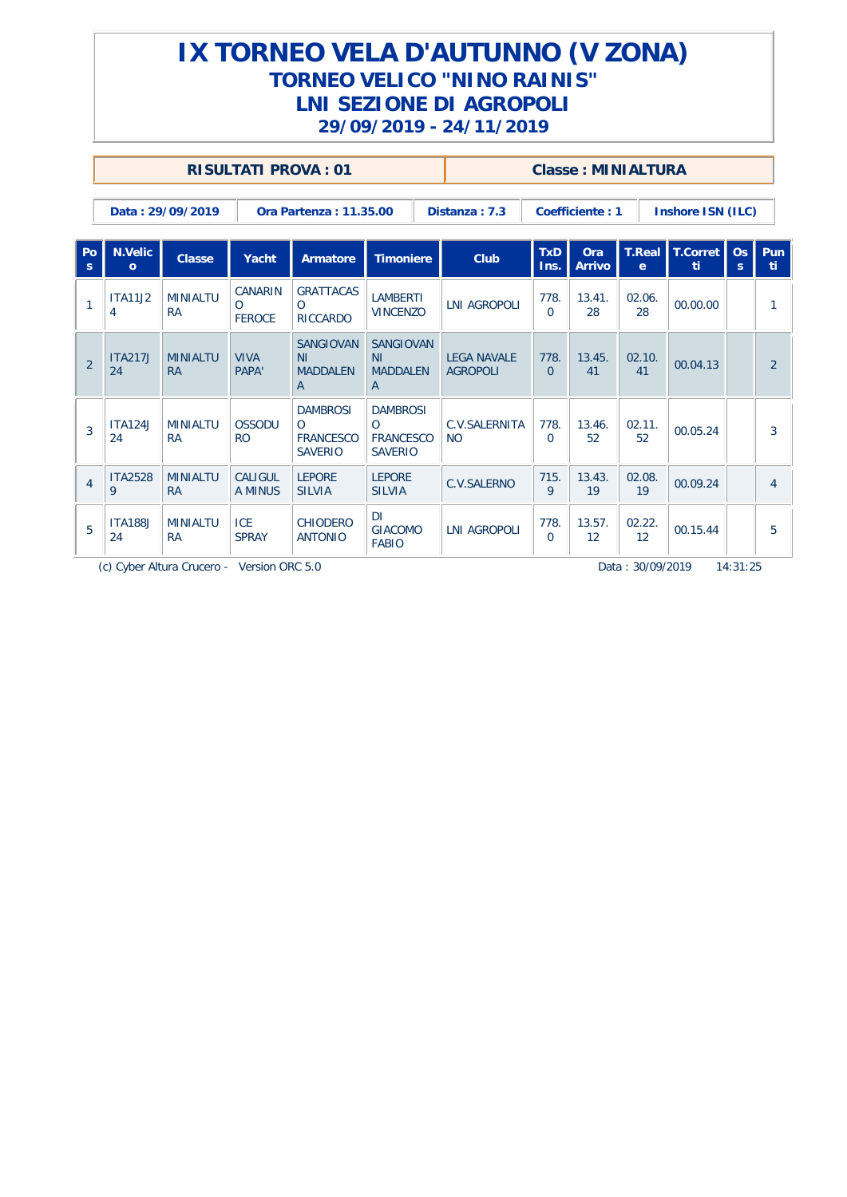# IX TORNEO VELA D'AUTUNNO (V ZONA)
## TORNEO VELICO "NINO RAINIS"
## LNI SEZIONE DI AGROPOLI
## 29/09/2019 - 24/11/2019

| RISULTATI PROVA : 01 | Classe : MINIALTURA |
|---|---|

| Data : 29/09/2019 | Ora Partenza : 11.35.00 | Distanza : 7.3 | Coefficiente : 1 | Inshore ISN (ILC) |
|---|---|---|---|---|

| Pos | N.Velico | Classe | Yacht | Armatore | Timoniere | Club | TxD Ins. | Ora Arrivo | T.Reale | T.Corretti | Oss | Punti |
|---|---|---|---|---|---|---|---|---|---|---|---|---|
| 1 | ITA11J24 | MINIALTURA | CANARINO FEROCE | GRATTACASO RICCARDO | LAMBERTI VINCENZO | LNI AGROPOLI | 778.0 | 13.41.28 | 02.06.28 | 00.00.00 | | 1 |
| 2 | ITA217J24 | MINIALTURA | VIVA PAPA' | SANGIOVANNI MADDALENA | SANGIOVANNI MADDALENA | LEGA NAVALE AGROPOLI | 778.0 | 13.45.41 | 02.10.41 | 00.04.13 | | 2 |
| 3 | ITA124J24 | MINIALTURA | OSSODURO | DAMBROSIO FRANCESCO SAVERIO | DAMBROSIO FRANCESCO SAVERIO | C.V.SALERNITANO | 778.0 | 13.46.52 | 02.11.52 | 00.05.24 | | 3 |
| 4 | ITA25289 | MINIALTURA | CALIGULA MINUS | LEPORE SILVIA | LEPORE SILVIA | C.V.SALERNO | 715.9 | 13.43.19 | 02.08.19 | 00.09.24 | | 4 |
| 5 | ITA188J24 | MINIALTURA | ICE SPRAY | CHIODERO ANTONIO | DI GIACOMO FABIO | LNI AGROPOLI | 778.0 | 13.57.12 | 02.22.12 | 00.15.44 | | 5 |

(c) Cyber Altura Crucero - Version ORC 5.0 Data : 30/09/2019 14:31:25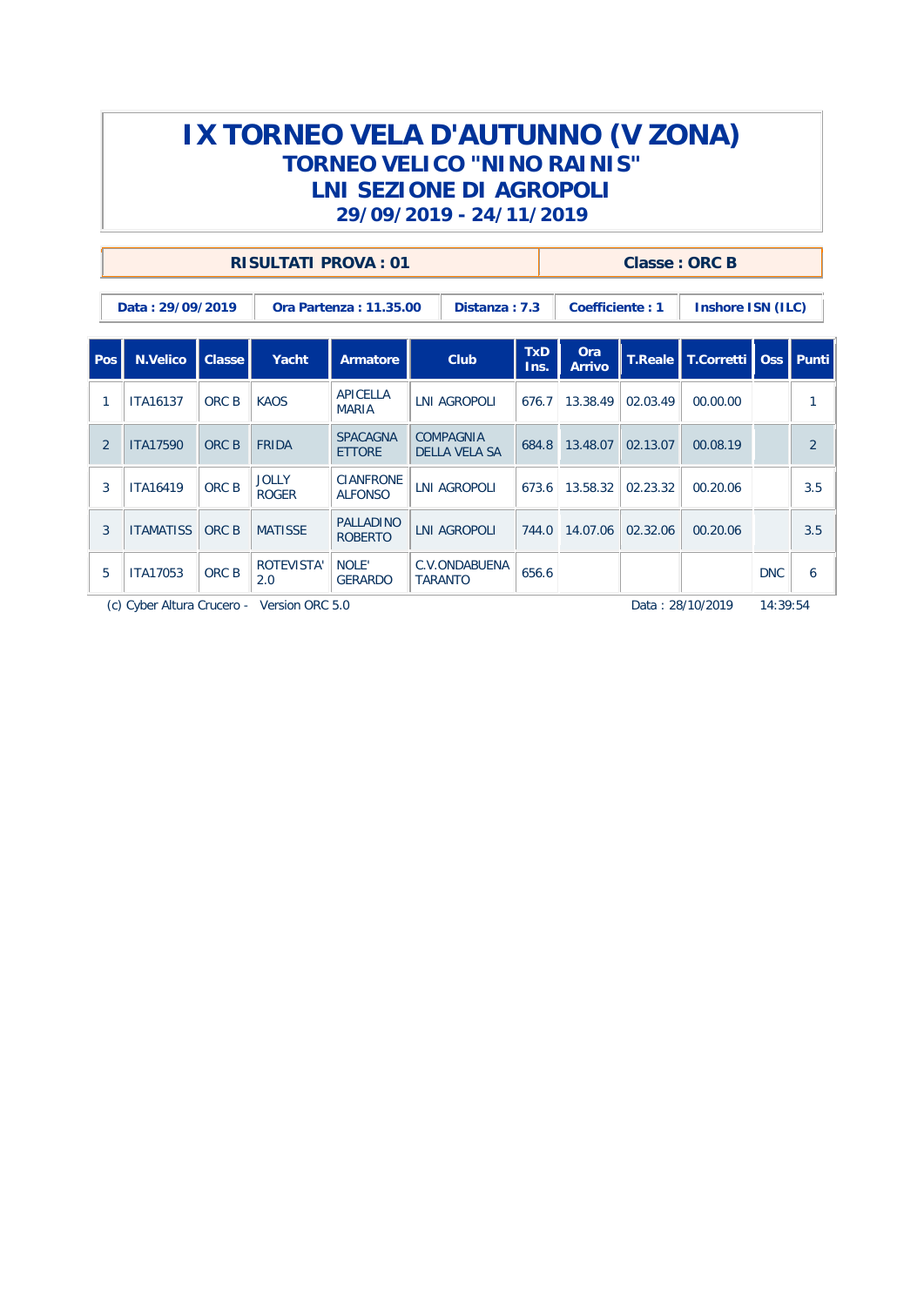# IX TORNEO VELA D'AUTUNNO (V ZONA)

## TORNEO VELICO "NINO RAINIS"

## LNI SEZIONE DI AGROPOLI

## 29/09/2019 - 24/11/2019

| RISULTATI PROVA : 01 | Classe : ORC B |
|---|---|

| Data : 29/09/2019 | Ora Partenza : 11.35.00 | Distanza : 7.3 | Coefficiente : 1 | Inshore ISN (ILC) |
|---|---|---|---|---|

| Pos | N.Velico | Classe | Yacht | Armatore | Club | TxD Ins. | Ora Arrivo | T.Reale | T.Corretti | Oss | Punti |
|---|---|---|---|---|---|---|---|---|---|---|---|
| 1 | ITA16137 | ORC B | KAOS | APICELLA MARIA | LNI AGROPOLI | 676.7 | 13.38.49 | 02.03.49 | 00.00.00 | | 1 |
| 2 | ITA17590 | ORC B | FRIDA | SPACAGNA ETTORE | COMPAGNIA DELLA VELA SA | 684.8 | 13.48.07 | 02.13.07 | 00.08.19 | | 2 |
| 3 | ITA16419 | ORC B | JOLLY ROGER | CIANFRONE ALFONSO | LNI AGROPOLI | 673.6 | 13.58.32 | 02.23.32 | 00.20.06 | | 3.5 |
| 3 | ITAMATISS | ORC B | MATISSE | PALLADINO ROBERTO | LNI AGROPOLI | 744.0 | 14.07.06 | 02.32.06 | 00.20.06 | | 3.5 |
| 5 | ITA17053 | ORC B | ROTEVISTA' 2.0 | NOLE' GERARDO | C.V.ONDABUENA TARANTO | 656.6 | | | | DNC | 6 |

(c) Cyber Altura Crucero - Version ORC 5.0 Data : 28/10/2019 14:39:54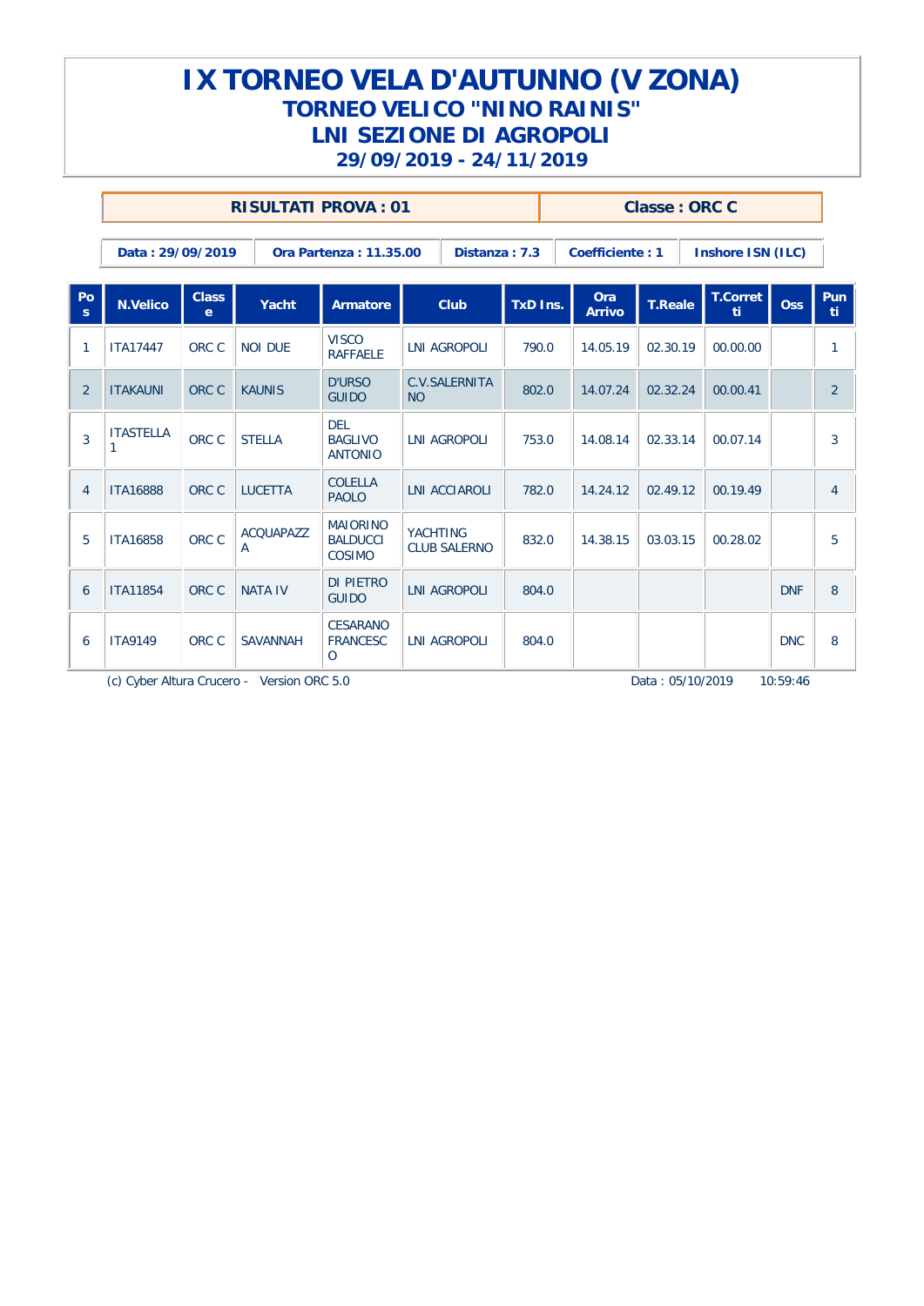# IX TORNEO VELA D'AUTUNNO (V ZONA)

## TORNEO VELICO "NINO RAINIS"

## LNI SEZIONE DI AGROPOLI

### 29/09/2019 - 24/11/2019

| RISULTATI PROVA : 01 | Classe : ORC C |
|---|---|

| Data : 29/09/2019 | Ora Partenza : 11.35.00 | Distanza : 7.3 | Coefficiente : 1 | Inshore ISN (ILC) |
|---|---|---|---|---|

| Pos | N.Velico | Classe | Yacht | Armatore | Club | TxD Ins. | Ora Arrivo | T.Reale | T.Corretti | Oss | Punti |
|---|---|---|---|---|---|---|---|---|---|---|---|
| 1 | ITA17447 | ORC C | NOI DUE | VISCO RAFFAELE | LNI AGROPOLI | 790.0 | 14.05.19 | 02.30.19 | 00.00.00 | | 1 |
| 2 | ITAKAUNI | ORC C | KAUNIS | D'URSO GUIDO | C.V.SALERNITANO | 802.0 | 14.07.24 | 02.32.24 | 00.00.41 | | 2 |
| 3 | ITASTELLA 1 | ORC C | STELLA | DEL BAGLIVO ANTONIO | LNI AGROPOLI | 753.0 | 14.08.14 | 02.33.14 | 00.07.14 | | 3 |
| 4 | ITA16888 | ORC C | LUCETTA | COLELLA PAOLO | LNI ACCIAROLI | 782.0 | 14.24.12 | 02.49.12 | 00.19.49 | | 4 |
| 5 | ITA16858 | ORC C | ACQUAPAZZA | MAIORINO BALDUCCI COSIMO | YACHTING CLUB SALERNO | 832.0 | 14.38.15 | 03.03.15 | 00.28.02 | | 5 |
| 6 | ITA11854 | ORC C | NATA IV | DI PIETRO GUIDO | LNI AGROPOLI | 804.0 | | | | DNF | 8 |
| 6 | ITA9149 | ORC C | SAVANNAH | CESARANO FRANCESCO | LNI AGROPOLI | 804.0 | | | | DNC | 8 |

(c) Cyber Altura Crucero - Version ORC 5.0 Data : 05/10/2019 10:59:46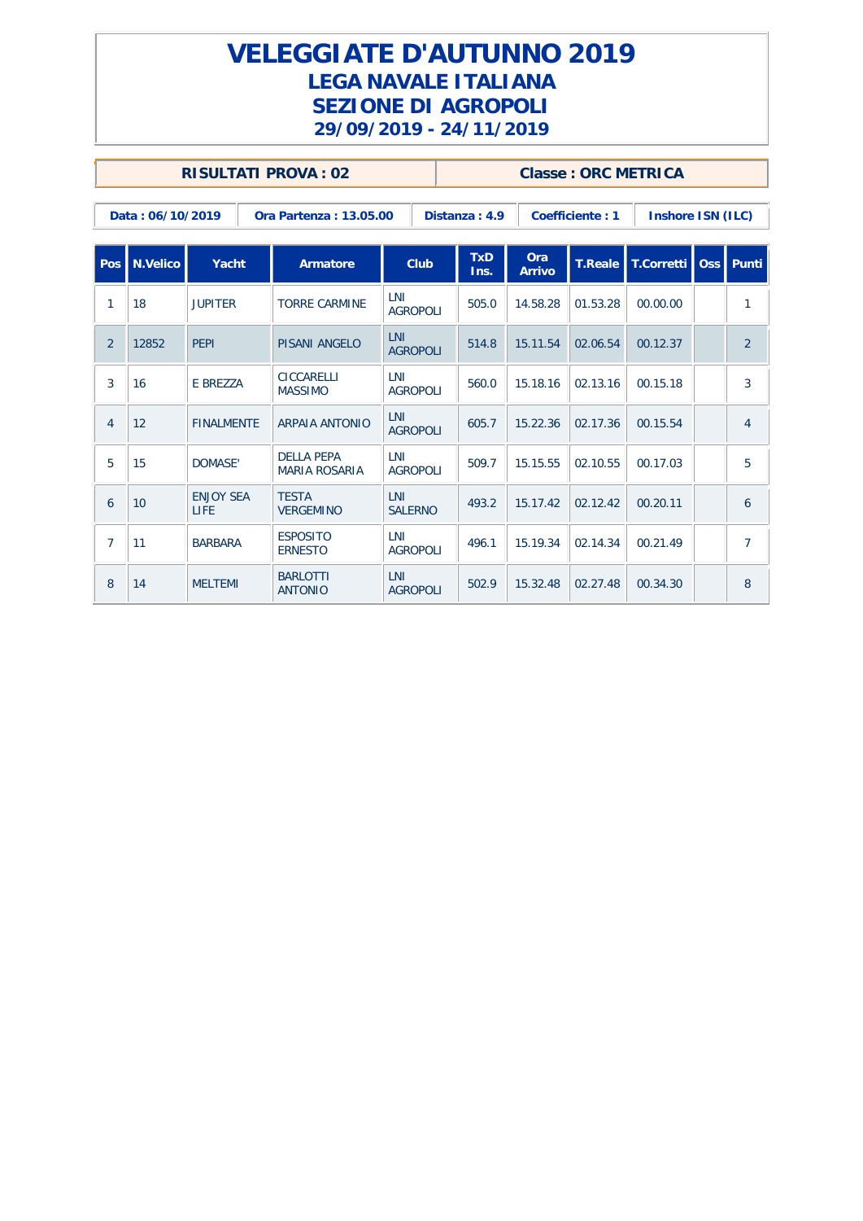# VELEGGIATE D'AUTUNNO 2019
## LEGA NAVALE ITALIANA
## SEZIONE DI AGROPOLI
## 29/09/2019 - 24/11/2019

| RISULTATI PROVA : 02 | Classe : ORC METRICA |
|---|---|

| Data : 06/10/2019 | Ora Partenza : 13.05.00 | Distanza : 4.9 | Coefficiente : 1 | Inshore ISN (ILC) |
|---|---|---|---|---|

| Pos | N.Velico | Yacht | Armatore | Club | TxD Ins. | Ora Arrivo | T.Reale | T.Corretti | Oss | Punti |
|---|---|---|---|---|---|---|---|---|---|---|
| 1 | 18 | JUPITER | TORRE CARMINE | LNI AGROPOLI | 505.0 | 14.58.28 | 01.53.28 | 00.00.00 | | 1 |
| 2 | 12852 | PEPI | PISANI ANGELO | LNI AGROPOLI | 514.8 | 15.11.54 | 02.06.54 | 00.12.37 | | 2 |
| 3 | 16 | E BREZZA | CICCARELLI MASSIMO | LNI AGROPOLI | 560.0 | 15.18.16 | 02.13.16 | 00.15.18 | | 3 |
| 4 | 12 | FINALMENTE | ARPAIA ANTONIO | LNI AGROPOLI | 605.7 | 15.22.36 | 02.17.36 | 00.15.54 | | 4 |
| 5 | 15 | DOMASE' | DELLA PEPA MARIA ROSARIA | LNI AGROPOLI | 509.7 | 15.15.55 | 02.10.55 | 00.17.03 | | 5 |
| 6 | 10 | ENJOY SEA LIFE | TESTA VERGEMINO | LNI SALERNO | 493.2 | 15.17.42 | 02.12.42 | 00.20.11 | | 6 |
| 7 | 11 | BARBARA | ESPOSITO ERNESTO | LNI AGROPOLI | 496.1 | 15.19.34 | 02.14.34 | 00.21.49 | | 7 |
| 8 | 14 | MELTEMI | BARLOTTI ANTONIO | LNI AGROPOLI | 502.9 | 15.32.48 | 02.27.48 | 00.34.30 | | 8 |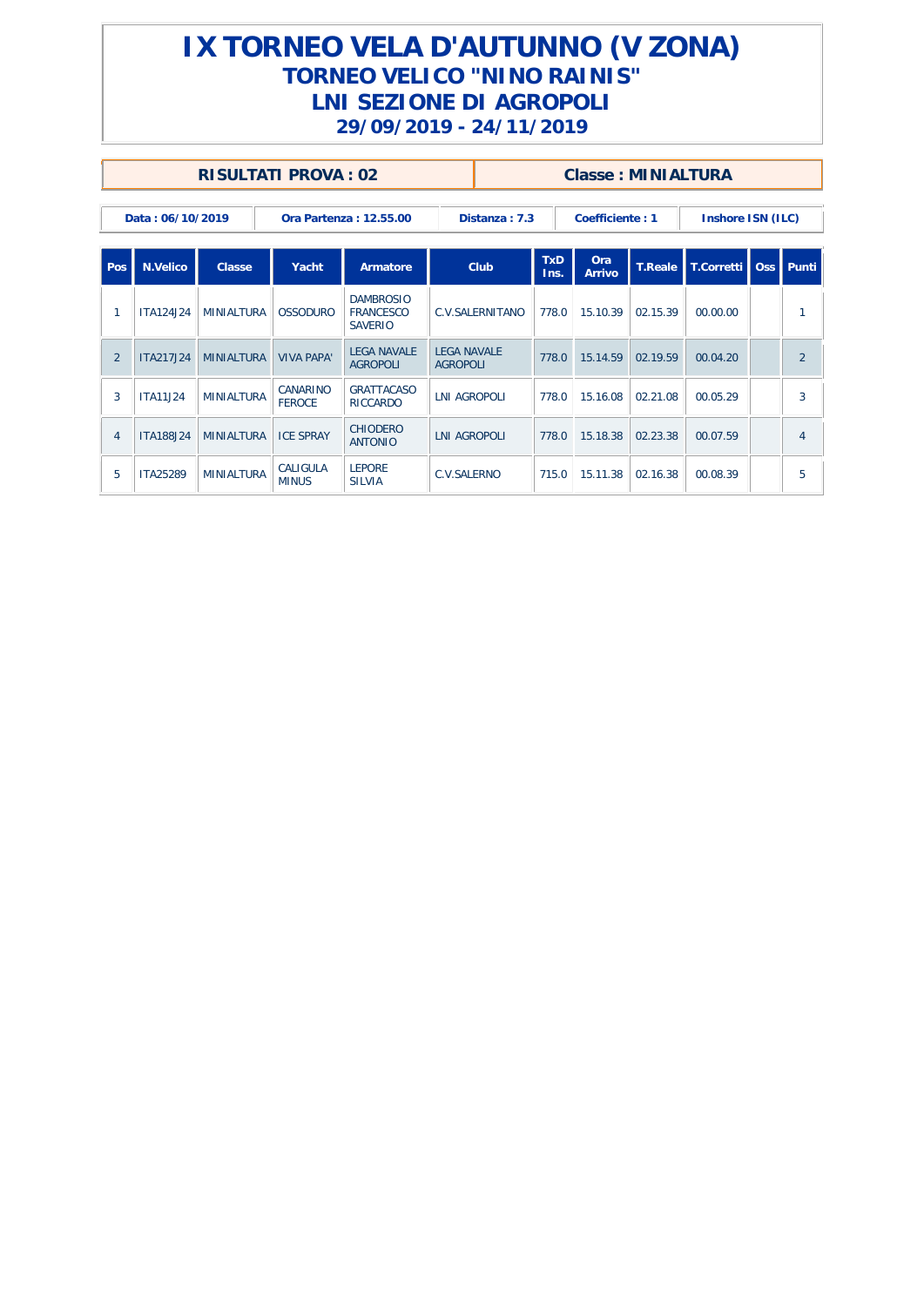# IX TORNEO VELA D'AUTUNNO (V ZONA)
## TORNEO VELICO "NINO RAINIS"
## LNI SEZIONE DI AGROPOLI
### 29/09/2019 - 24/11/2019

| RISULTATI PROVA : 02 | Classe : MINIALTURA |
|---|---|

| Data : 06/10/2019 | Ora Partenza : 12.55.00 | Distanza : 7.3 | Coefficiente : 1 | Inshore ISN (ILC) |
|---|---|---|---|---|

| Pos | N.Velico | Classe | Yacht | Armatore | Club | TxD Ins. | Ora Arrivo | T.Reale | T.Corretti | Oss | Punti |
|---|---|---|---|---|---|---|---|---|---|---|---|
| 1 | ITA124J24 | MINIALTURA | OSSODURO | DAMBROSIO FRANCESCO SAVERIO | C.V.SALERNITANO | 778.0 | 15.10.39 | 02.15.39 | 00.00.00 | | 1 |
| 2 | ITA217J24 | MINIALTURA | VIVA PAPA' | LEGA NAVALE AGROPOLI | LEGA NAVALE AGROPOLI | 778.0 | 15.14.59 | 02.19.59 | 00.04.20 | | 2 |
| 3 | ITA11J24 | MINIALTURA | CANARINO FEROCE | GRATTACASO RICCARDO | LNI AGROPOLI | 778.0 | 15.16.08 | 02.21.08 | 00.05.29 | | 3 |
| 4 | ITA188J24 | MINIALTURA | ICE SPRAY | CHIODERO ANTONIO | LNI AGROPOLI | 778.0 | 15.18.38 | 02.23.38 | 00.07.59 | | 4 |
| 5 | ITA25289 | MINIALTURA | CALIGULA MINUS | LEPORE SILVIA | C.V.SALERNO | 715.0 | 15.11.38 | 02.16.38 | 00.08.39 | | 5 |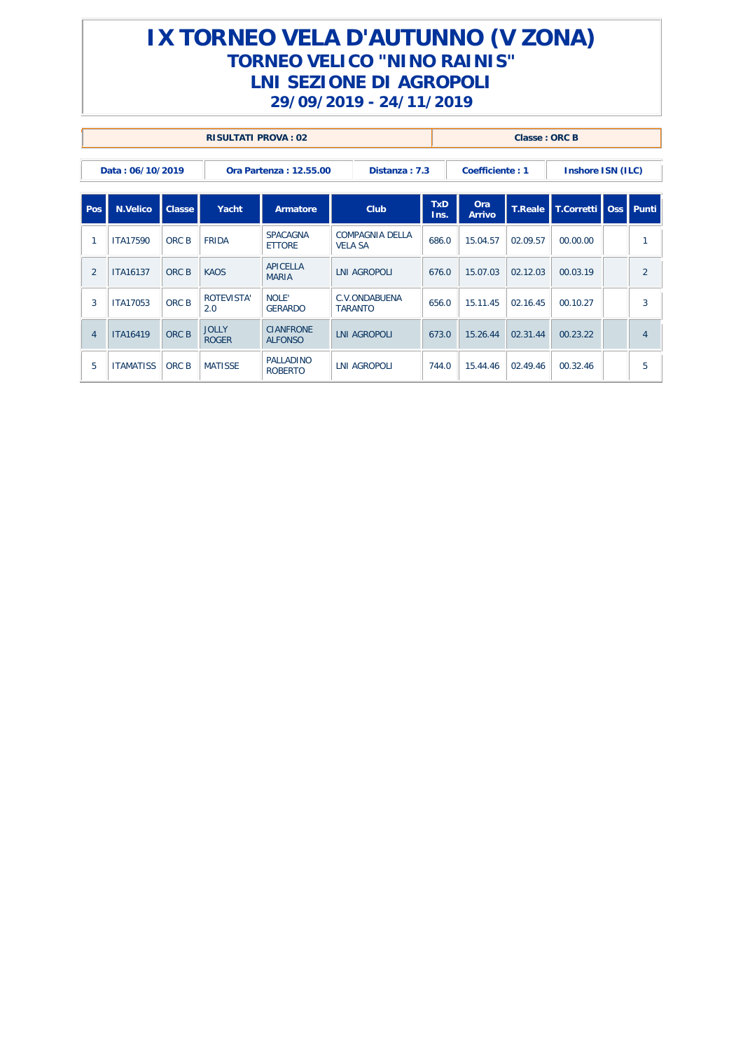# IX TORNEO VELA D'AUTUNNO (V ZONA)
## TORNEO VELICO "NINO RAINIS"
## LNI SEZIONE DI AGROPOLI
## 29/09/2019 - 24/11/2019

| RISULTATI PROVA : 02 | Classe : ORC B |
|---|---|

| Data : 06/10/2019 | Ora Partenza : 12.55.00 | Distanza : 7.3 | Coefficiente : 1 | Inshore ISN (ILC) |
|---|---|---|---|---|

| Pos | N.Velico | Classe | Yacht | Armatore | Club | TxD Ins. | Ora Arrivo | T.Reale | T.Corretti | Oss | Punti |
|---|---|---|---|---|---|---|---|---|---|---|---|
| 1 | ITA17590 | ORC B | FRIDA | SPACAGNA ETTORE | COMPAGNIA DELLA VELA SA | 686.0 | 15.04.57 | 02.09.57 | 00.00.00 | | 1 |
| 2 | ITA16137 | ORC B | KAOS | APICELLA MARIA | LNI AGROPOLI | 676.0 | 15.07.03 | 02.12.03 | 00.03.19 | | 2 |
| 3 | ITA17053 | ORC B | ROTEVISTA' 2.0 | NOLE' GERARDO | C.V.ONDABUENA TARANTO | 656.0 | 15.11.45 | 02.16.45 | 00.10.27 | | 3 |
| 4 | ITA16419 | ORC B | JOLLY ROGER | CIANFRONE ALFONSO | LNI AGROPOLI | 673.0 | 15.26.44 | 02.31.44 | 00.23.22 | | 4 |
| 5 | ITAMATISS | ORC B | MATISSE | PALLADINO ROBERTO | LNI AGROPOLI | 744.0 | 15.44.46 | 02.49.46 | 00.32.46 | | 5 |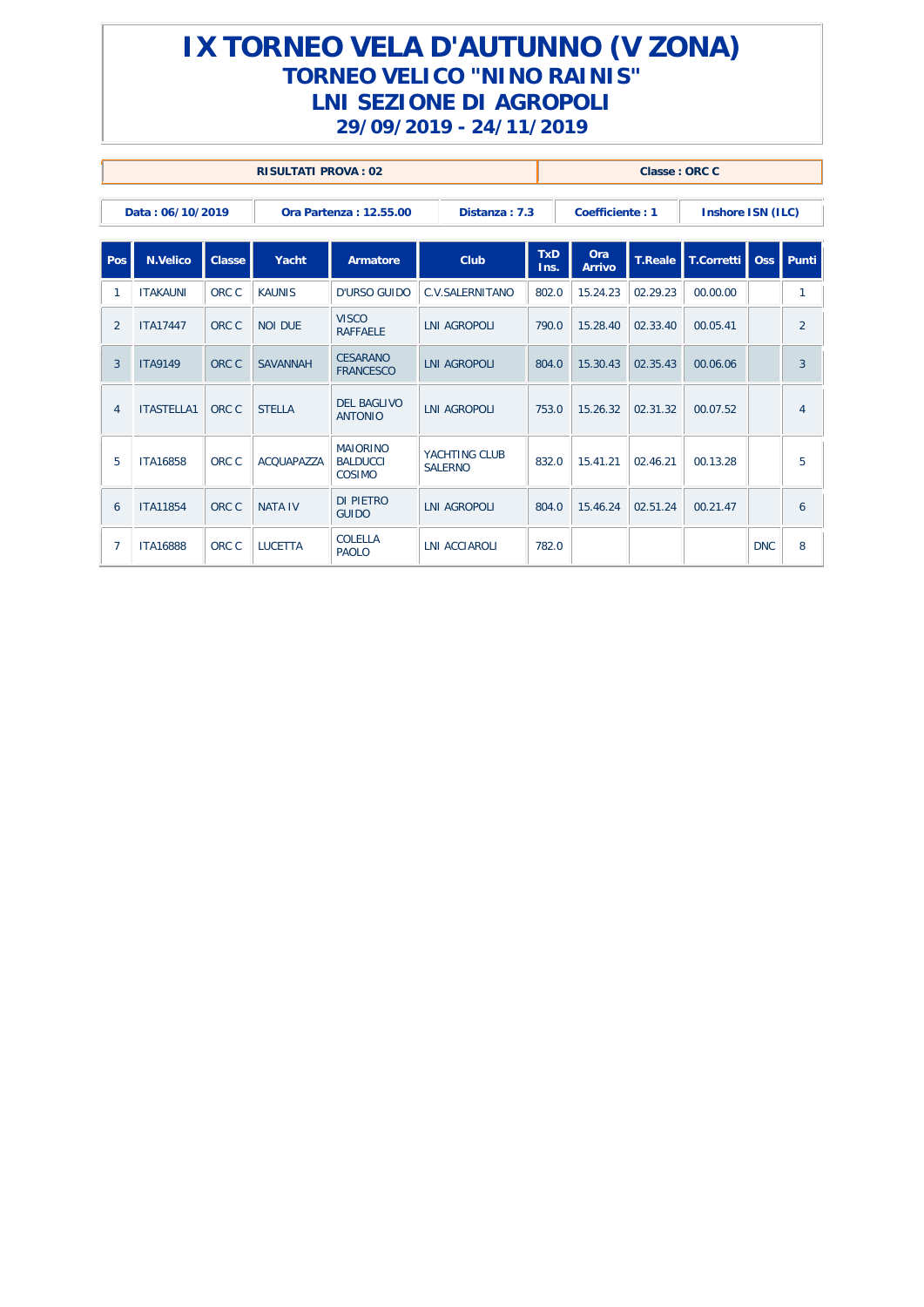# IX TORNEO VELA D'AUTUNNO (V ZONA)

## TORNEO VELICO "NINO RAINIS"

## LNI SEZIONE DI AGROPOLI

### 29/09/2019 - 24/11/2019

| RISULTATI PROVA : 02 | Classe : ORC C |
|---|---|

| Data : 06/10/2019 | Ora Partenza : 12.55.00 | Distanza : 7.3 | Coefficiente : 1 | Inshore ISN (ILC) |
|---|---|---|---|---|

| Pos | N.Velico | Classe | Yacht | Armatore | Club | TxD Ins. | Ora Arrivo | T.Reale | T.Corretti | Oss | Punti |
|---|---|---|---|---|---|---|---|---|---|---|---|
| 1 | ITAKAUNI | ORC C | KAUNIS | D'URSO GUIDO | C.V.SALERNITANO | 802.0 | 15.24.23 | 02.29.23 | 00.00.00 | | 1 |
| 2 | ITA17447 | ORC C | NOI DUE | VISCO RAFFAELE | LNI AGROPOLI | 790.0 | 15.28.40 | 02.33.40 | 00.05.41 | | 2 |
| 3 | ITA9149 | ORC C | SAVANNAH | CESARANO FRANCESCO | LNI AGROPOLI | 804.0 | 15.30.43 | 02.35.43 | 00.06.06 | | 3 |
| 4 | ITASTELLA1 | ORC C | STELLA | DEL BAGLIVO ANTONIO | LNI AGROPOLI | 753.0 | 15.26.32 | 02.31.32 | 00.07.52 | | 4 |
| 5 | ITA16858 | ORC C | ACQUAPAZZA | MAIORINO BALDUCCI COSIMO | YACHTING CLUB SALERNO | 832.0 | 15.41.21 | 02.46.21 | 00.13.28 | | 5 |
| 6 | ITA11854 | ORC C | NATA IV | DI PIETRO GUIDO | LNI AGROPOLI | 804.0 | 15.46.24 | 02.51.24 | 00.21.47 | | 6 |
| 7 | ITA16888 | ORC C | LUCETTA | COLELLA PAOLO | LNI ACCIAROLI | 782.0 | | | | DNC | 8 |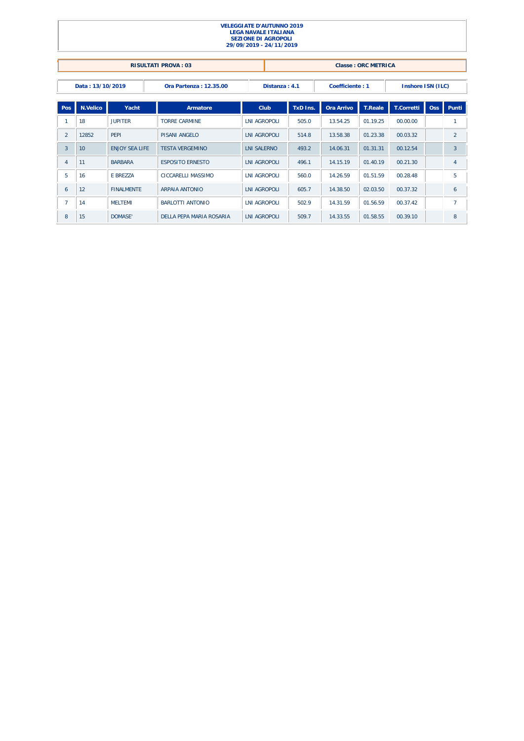**VELEGGIATE D'AUTUNNO 2019**
**LEGA NAVALE ITALIANA**
**SEZIONE DI AGROPOLI**
**29/09/2019 - 24/11/2019**

| RISULTATI PROVA : 03 | Classe : ORC METRICA |
|---|---|

| Data : 13/10/2019 | Ora Partenza : 12.35.00 | Distanza : 4.1 | Coefficiente : 1 | Inshore ISN (ILC) |
|---|---|---|---|---|

| Pos | N.Velico | Yacht | Armatore | Club | TxD Ins. | Ora Arrivo | T.Reale | T.Corretti | Oss | Punti |
|---|---|---|---|---|---|---|---|---|---|---|
| 1 | 18 | JUPITER | TORRE CARMINE | LNI AGROPOLI | 505.0 | 13.54.25 | 01.19.25 | 00.00.00 | | 1 |
| 2 | 12852 | PEPI | PISANI ANGELO | LNI AGROPOLI | 514.8 | 13.58.38 | 01.23.38 | 00.03.32 | | 2 |
| 3 | 10 | ENJOY SEA LIFE | TESTA VERGEMINO | LNI SALERNO | 493.2 | 14.06.31 | 01.31.31 | 00.12.54 | | 3 |
| 4 | 11 | BARBARA | ESPOSITO ERNESTO | LNI AGROPOLI | 496.1 | 14.15.19 | 01.40.19 | 00.21.30 | | 4 |
| 5 | 16 | E BREZZA | CICCARELLI MASSIMO | LNI AGROPOLI | 560.0 | 14.26.59 | 01.51.59 | 00.28.48 | | 5 |
| 6 | 12 | FINALMENTE | ARPAIA ANTONIO | LNI AGROPOLI | 605.7 | 14.38.50 | 02.03.50 | 00.37.32 | | 6 |
| 7 | 14 | MELTEMI | BARLOTTI ANTONIO | LNI AGROPOLI | 502.9 | 14.31.59 | 01.56.59 | 00.37.42 | | 7 |
| 8 | 15 | DOMASE' | DELLA PEPA MARIA ROSARIA | LNI AGROPOLI | 509.7 | 14.33.55 | 01.58.55 | 00.39.10 | | 8 |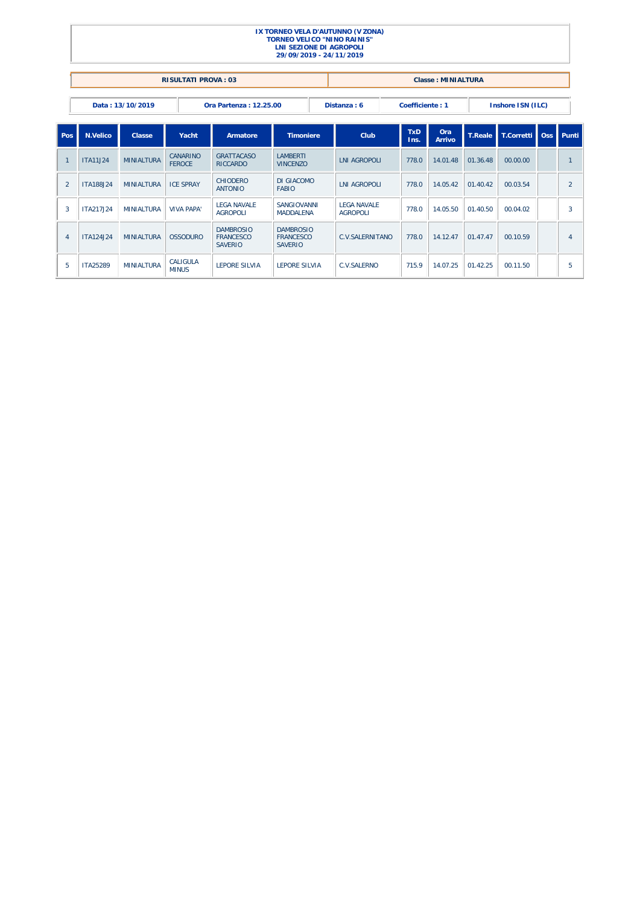**IX TORNEO VELA D'AUTUNNO (V ZONA)**
**TORNEO VELICO "NINO RAINIS"**
**LNI SEZIONE DI AGROPOLI**
**29/09/2019 - 24/11/2019**

| RISULTATI PROVA : 03 | Classe : MINIALTURA |
|---|---|

| Data : 13/10/2019 | Ora Partenza : 12.25.00 | Distanza : 6 | Coefficiente : 1 | Inshore ISN (ILC) |
|---|---|---|---|---|

| Pos | N.Velico | Classe | Yacht | Armatore | Timoniere | Club | TxD Ins. | Ora Arrivo | T.Reale | T.Corretti | Oss | Punti |
|---|---|---|---|---|---|---|---|---|---|---|---|---|
| 1 | ITA11J24 | MINIALTURA | CANARINO FEROCE | GRATTACASO RICCARDO | LAMBERTI VINCENZO | LNI AGROPOLI | 778.0 | 14.01.48 | 01.36.48 | 00.00.00 | | 1 |
| 2 | ITA188J24 | MINIALTURA | ICE SPRAY | CHIODERO ANTONIO | DI GIACOMO FABIO | LNI AGROPOLI | 778.0 | 14.05.42 | 01.40.42 | 00.03.54 | | 2 |
| 3 | ITA217J24 | MINIALTURA | VIVA PAPA' | LEGA NAVALE AGROPOLI | SANGIOVANNI MADDALENA | LEGA NAVALE AGROPOLI | 778.0 | 14.05.50 | 01.40.50 | 00.04.02 | | 3 |
| 4 | ITA124J24 | MINIALTURA | OSSODURO | DAMBROSIO FRANCESCO SAVERIO | DAMBROSIO FRANCESCO SAVERIO | C.V.SALERNITANO | 778.0 | 14.12.47 | 01.47.47 | 00.10.59 | | 4 |
| 5 | ITA25289 | MINIALTURA | CALIGULA MINUS | LEPORE SILVIA | LEPORE SILVIA | C.V.SALERNO | 715.9 | 14.07.25 | 01.42.25 | 00.11.50 | | 5 |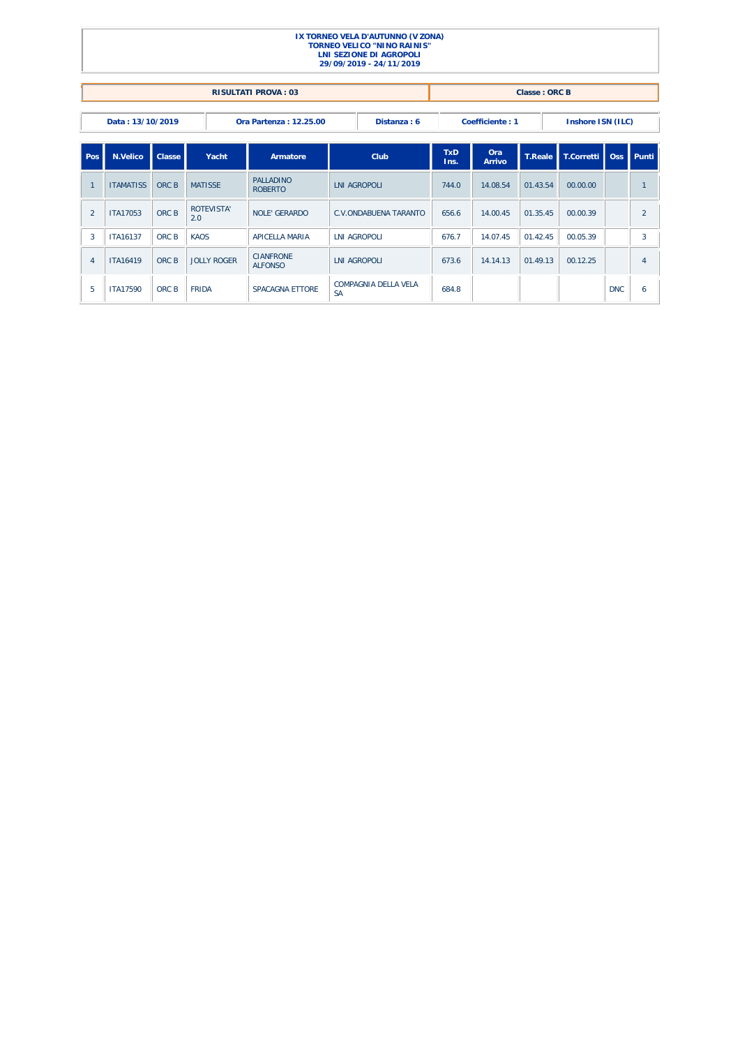**IX TORNEO VELA D'AUTUNNO (V ZONA)**
**TORNEO VELICO "NINO RAINIS"**
**LNI SEZIONE DI AGROPOLI**
**29/09/2019 - 24/11/2019**

| RISULTATI PROVA : 03 | Classe : ORC B |
|---|---|

| Data : 13/10/2019 | Ora Partenza : 12.25.00 | Distanza : 6 | Coefficiente : 1 | Inshore ISN (ILC) |
|---|---|---|---|---|

| Pos | N.Velico | Classe | Yacht | Armatore | Club | TxD Ins. | Ora Arrivo | T.Reale | T.Corretti | Oss | Punti |
|---|---|---|---|---|---|---|---|---|---|---|---|
| 1 | ITAMATISS | ORC B | MATISSE | PALLADINO ROBERTO | LNI AGROPOLI | 744.0 | 14.08.54 | 01.43.54 | 00.00.00 | | 1 |
| 2 | ITA17053 | ORC B | ROTEVISTA' 2.0 | NOLE' GERARDO | C.V.ONDABUENA TARANTO | 656.6 | 14.00.45 | 01.35.45 | 00.00.39 | | 2 |
| 3 | ITA16137 | ORC B | KAOS | APICELLA MARIA | LNI AGROPOLI | 676.7 | 14.07.45 | 01.42.45 | 00.05.39 | | 3 |
| 4 | ITA16419 | ORC B | JOLLY ROGER | CIANFRONE ALFONSO | LNI AGROPOLI | 673.6 | 14.14.13 | 01.49.13 | 00.12.25 | | 4 |
| 5 | ITA17590 | ORC B | FRIDA | SPACAGNA ETTORE | COMPAGNIA DELLA VELA SA | 684.8 | | | | DNC | 6 |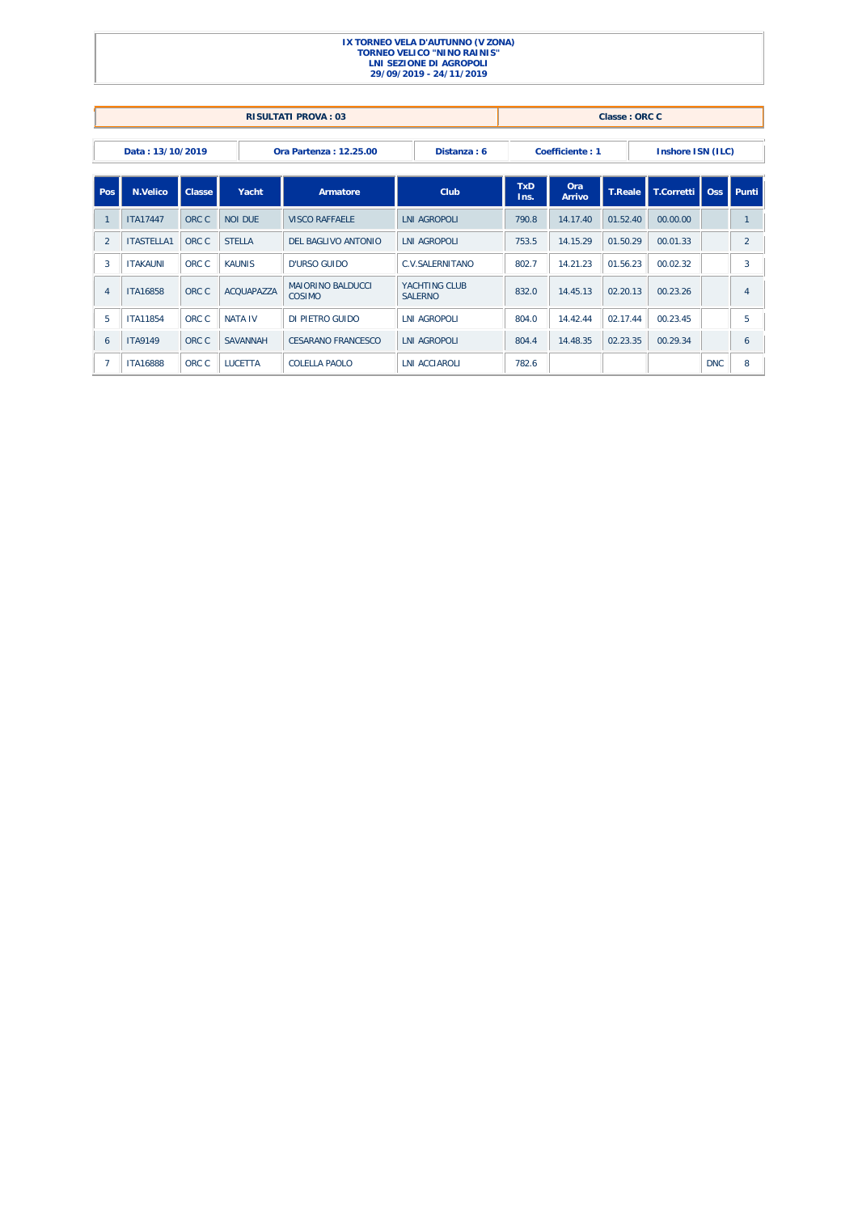**IX TORNEO VELA D'AUTUNNO (V ZONA)**
**TORNEO VELICO "NINO RAINIS"**
**LNI SEZIONE DI AGROPOLI**
**29/09/2019 - 24/11/2019**

| RISULTATI PROVA : 03 | Classe : ORC C |
|---|---|

| Data : 13/10/2019 | Ora Partenza : 12.25.00 | Distanza : 6 | Coefficiente : 1 | Inshore ISN (ILC) |
|---|---|---|---|---|

| Pos | N.Velico | Classe | Yacht | Armatore | Club | TxD Ins. | Ora Arrivo | T.Reale | T.Corretti | Oss | Punti |
|---|---|---|---|---|---|---|---|---|---|---|---|
| 1 | ITA17447 | ORC C | NOI DUE | VISCO RAFFAELE | LNI AGROPOLI | 790.8 | 14.17.40 | 01.52.40 | 00.00.00 | | 1 |
| 2 | ITASTELLA1 | ORC C | STELLA | DEL BAGLIVO ANTONIO | LNI AGROPOLI | 753.5 | 14.15.29 | 01.50.29 | 00.01.33 | | 2 |
| 3 | ITAKAUNI | ORC C | KAUNIS | D'URSO GUIDO | C.V.SALERNITANO | 802.7 | 14.21.23 | 01.56.23 | 00.02.32 | | 3 |
| 4 | ITA16858 | ORC C | ACQUAPAZZA | MAIORINO BALDUCCI COSIMO | YACHTING CLUB SALERNO | 832.0 | 14.45.13 | 02.20.13 | 00.23.26 | | 4 |
| 5 | ITA11854 | ORC C | NATA IV | DI PIETRO GUIDO | LNI AGROPOLI | 804.0 | 14.42.44 | 02.17.44 | 00.23.45 | | 5 |
| 6 | ITA9149 | ORC C | SAVANNAH | CESARANO FRANCESCO | LNI AGROPOLI | 804.4 | 14.48.35 | 02.23.35 | 00.29.34 | | 6 |
| 7 | ITA16888 | ORC C | LUCETTA | COLELLA PAOLO | LNI ACCIAROLI | 782.6 | | | | DNC | 8 |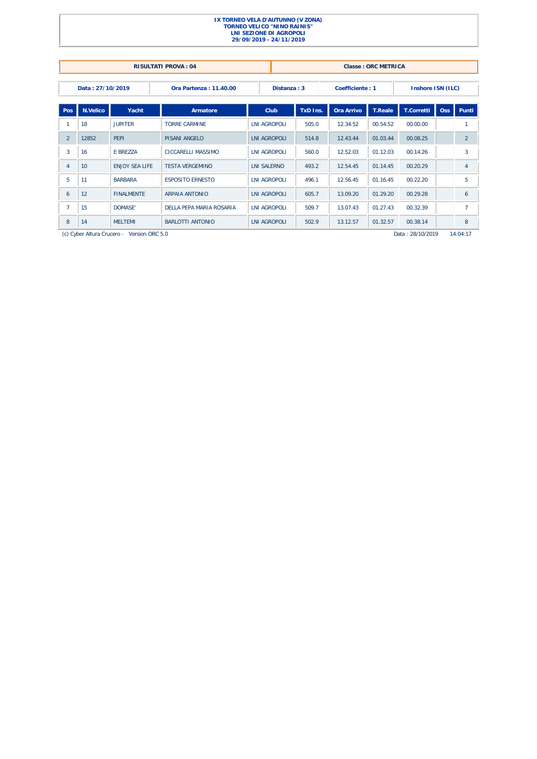**IX TORNEO VELA D'AUTUNNO (V ZONA)**
**TORNEO VELICO "NINO RAINIS"**
**LNI SEZIONE DI AGROPOLI**
**29/09/2019 - 24/11/2019**

| RISULTATI PROVA : 04 | Classe : ORC METRICA |
|---|---|

| Data : 27/10/2019 | Ora Partenza : 11.40.00 | Distanza : 3 | Coefficiente : 1 | Inshore ISN (ILC) |
|---|---|---|---|---|

| Pos | N.Velico | Yacht | Armatore | Club | TxD Ins. | Ora Arrivo | T.Reale | T.Corretti | Oss | Punti |
|---|---|---|---|---|---|---|---|---|---|---|
| 1 | 18 | JUPITER | TORRE CARMINE | LNI AGROPOLI | 505.0 | 12.34.52 | 00.54.52 | 00.00.00 | | 1 |
| 2 | 12852 | PEPI | PISANI ANGELO | LNI AGROPOLI | 514.8 | 12.43.44 | 01.03.44 | 00.08.25 | | 2 |
| 3 | 16 | E BREZZA | CICCARELLI MASSIMO | LNI AGROPOLI | 560.0 | 12.52.03 | 01.12.03 | 00.14.26 | | 3 |
| 4 | 10 | ENJOY SEA LIFE | TESTA VERGEMINO | LNI SALERNO | 493.2 | 12.54.45 | 01.14.45 | 00.20.29 | | 4 |
| 5 | 11 | BARBARA | ESPOSITO ERNESTO | LNI AGROPOLI | 496.1 | 12.56.45 | 01.16.45 | 00.22.20 | | 5 |
| 6 | 12 | FINALMENTE | ARPAIA ANTONIO | LNI AGROPOLI | 605.7 | 13.09.20 | 01.29.20 | 00.29.28 | | 6 |
| 7 | 15 | DOMASE' | DELLA PEPA MARIA ROSARIA | LNI AGROPOLI | 509.7 | 13.07.43 | 01.27.43 | 00.32.39 | | 7 |
| 8 | 14 | MELTEMI | BARLOTTI ANTONIO | LNI AGROPOLI | 502.9 | 13.12.57 | 01.32.57 | 00.38.14 | | 8 |

(c) Cyber Altura Crucero - Version ORC 5.0 Data : 28/10/2019 14:04:17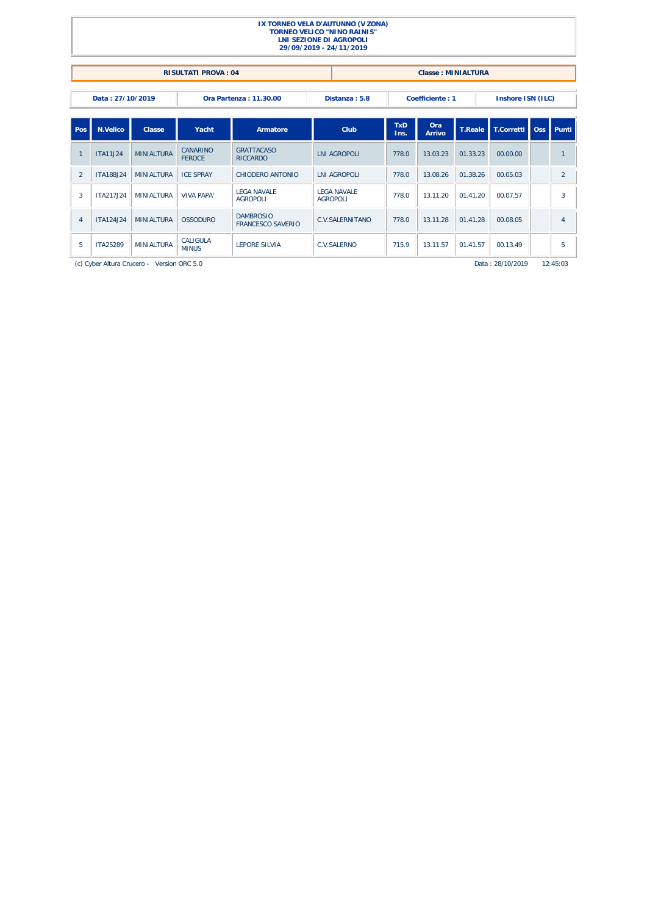**IX TORNEO VELA D'AUTUNNO (V ZONA)**
**TORNEO VELICO "NINO RAINIS"**
**LNI SEZIONE DI AGROPOLI**
**29/09/2019 - 24/11/2019**

| RISULTATI PROVA : 04 | Classe : MINIALTURA |
|---|---|

| Data : 27/10/2019 | Ora Partenza : 11.30.00 | Distanza : 5.8 | Coefficiente : 1 | Inshore ISN (ILC) |
|---|---|---|---|---|

| Pos | N.Velico | Classe | Yacht | Armatore | Club | TxD Ins. | Ora Arrivo | T.Reale | T.Corretti | Oss | Punti |
|---|---|---|---|---|---|---|---|---|---|---|---|
| 1 | ITA11J24 | MINIALTURA | CANARINO FEROCE | GRATTACASO RICCARDO | LNI AGROPOLI | 778.0 | 13.03.23 | 01.33.23 | 00.00.00 | | 1 |
| 2 | ITA188J24 | MINIALTURA | ICE SPRAY | CHIODERO ANTONIO | LNI AGROPOLI | 778.0 | 13.08.26 | 01.38.26 | 00.05.03 | | 2 |
| 3 | ITA217J24 | MINIALTURA | VIVA PAPA' | LEGA NAVALE AGROPOLI | LEGA NAVALE AGROPOLI | 778.0 | 13.11.20 | 01.41.20 | 00.07.57 | | 3 |
| 4 | ITA124J24 | MINIALTURA | OSSODURO | DAMBROSIO FRANCESCO SAVERIO | C.V.SALERNITANO | 778.0 | 13.11.28 | 01.41.28 | 00.08.05 | | 4 |
| 5 | ITA25289 | MINIALTURA | CALIGULA MINUS | LEPORE SILVIA | C.V.SALERNO | 715.9 | 13.11.57 | 01.41.57 | 00.13.49 | | 5 |

(c) Cyber Altura Crucero - Version ORC 5.0 Data : 28/10/2019 12:45:03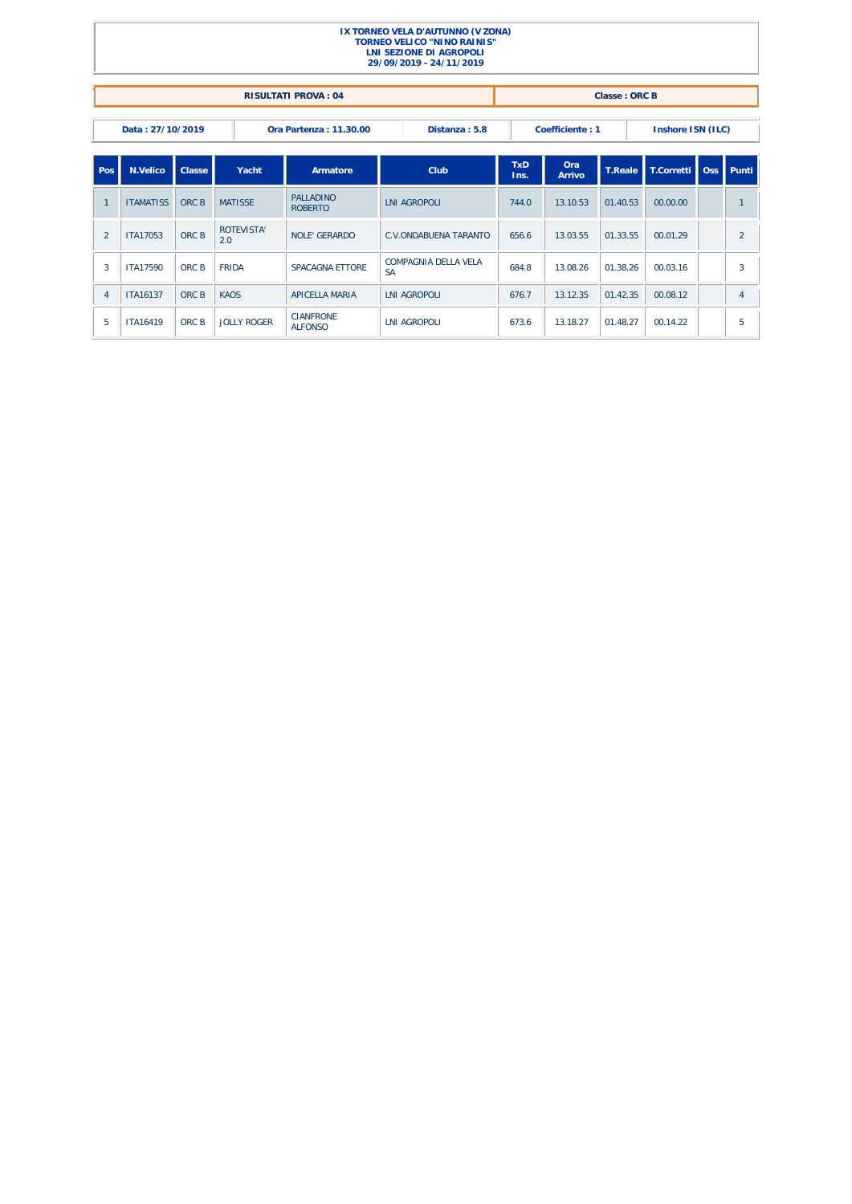**IX TORNEO VELA D'AUTUNNO (V ZONA)**
**TORNEO VELICO "NINO RAINIS"**
**LNI SEZIONE DI AGROPOLI**
**29/09/2019 - 24/11/2019**

| RISULTATI PROVA : 04 | Classe : ORC B |
|---|---|

| Data : 27/10/2019 | Ora Partenza : 11.30.00 | Distanza : 5.8 | Coefficiente : 1 | Inshore ISN (ILC) |
|---|---|---|---|---|

| Pos | N.Velico | Classe | Yacht | Armatore | Club | TxD Ins. | Ora Arrivo | T.Reale | T.Corretti | Oss | Punti |
|---|---|---|---|---|---|---|---|---|---|---|---|
| 1 | ITAMATISS | ORC B | MATISSE | PALLADINO ROBERTO | LNI AGROPOLI | 744.0 | 13.10.53 | 01.40.53 | 00.00.00 | | 1 |
| 2 | ITA17053 | ORC B | ROTEVISTA' 2.0 | NOLE' GERARDO | C.V.ONDABUENA TARANTO | 656.6 | 13.03.55 | 01.33.55 | 00.01.29 | | 2 |
| 3 | ITA17590 | ORC B | FRIDA | SPACAGNA ETTORE | COMPAGNIA DELLA VELA SA | 684.8 | 13.08.26 | 01.38.26 | 00.03.16 | | 3 |
| 4 | ITA16137 | ORC B | KAOS | APICELLA MARIA | LNI AGROPOLI | 676.7 | 13.12.35 | 01.42.35 | 00.08.12 | | 4 |
| 5 | ITA16419 | ORC B | JOLLY ROGER | CIANFRONE ALFONSO | LNI AGROPOLI | 673.6 | 13.18.27 | 01.48.27 | 00.14.22 | | 5 |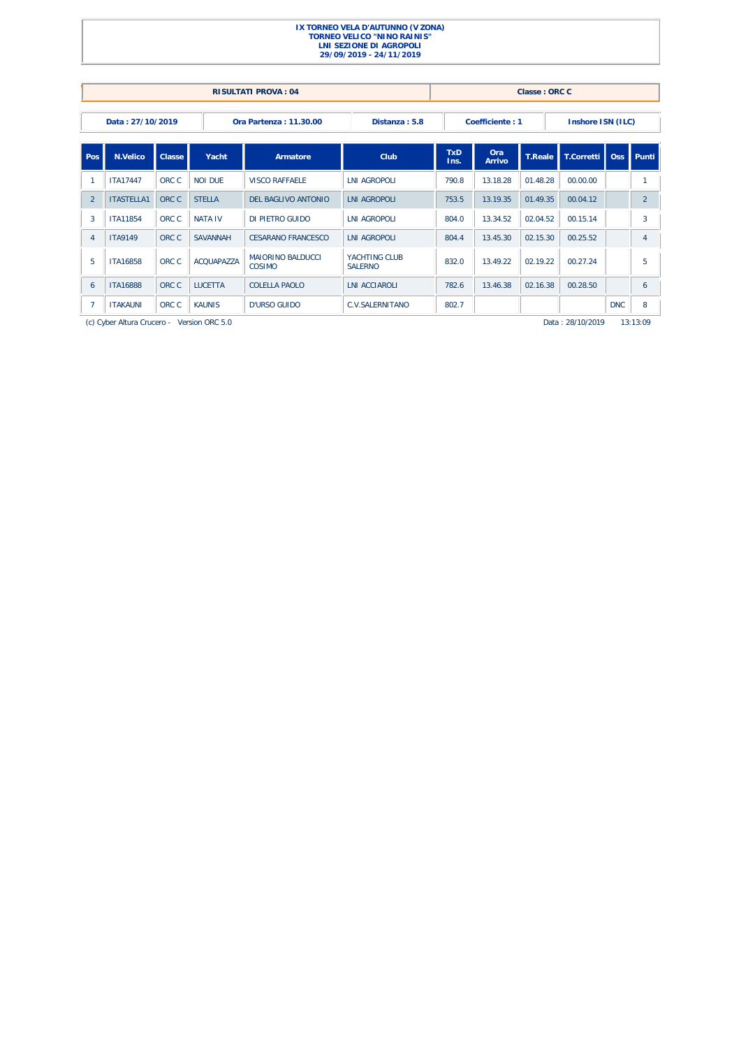**IX TORNEO VELA D'AUTUNNO (V ZONA)**
**TORNEO VELICO "NINO RAINIS"**
**LNI SEZIONE DI AGROPOLI**
**29/09/2019 - 24/11/2019**

| RISULTATI PROVA : 04 | Classe : ORC C |
|---|---|

| Data : 27/10/2019 | Ora Partenza : 11.30.00 | Distanza : 5.8 | Coefficiente : 1 | Inshore ISN (ILC) |
|---|---|---|---|---|

| Pos | N.Velico | Classe | Yacht | Armatore | Club | TxD Ins. | Ora Arrivo | T.Reale | T.Corretti | Oss | Punti |
|---|---|---|---|---|---|---|---|---|---|---|---|
| 1 | ITA17447 | ORC C | NOI DUE | VISCO RAFFAELE | LNI AGROPOLI | 790.8 | 13.18.28 | 01.48.28 | 00.00.00 | | 1 |
| 2 | ITASTELLA1 | ORC C | STELLA | DEL BAGLIVO ANTONIO | LNI AGROPOLI | 753.5 | 13.19.35 | 01.49.35 | 00.04.12 | | 2 |
| 3 | ITA11854 | ORC C | NATA IV | DI PIETRO GUIDO | LNI AGROPOLI | 804.0 | 13.34.52 | 02.04.52 | 00.15.14 | | 3 |
| 4 | ITA9149 | ORC C | SAVANNAH | CESARANO FRANCESCO | LNI AGROPOLI | 804.4 | 13.45.30 | 02.15.30 | 00.25.52 | | 4 |
| 5 | ITA16858 | ORC C | ACQUAPAZZA | MAIORINO BALDUCCI COSIMO | YACHTING CLUB SALERNO | 832.0 | 13.49.22 | 02.19.22 | 00.27.24 | | 5 |
| 6 | ITA16888 | ORC C | LUCETTA | COLELLA PAOLO | LNI ACCIAROLI | 782.6 | 13.46.38 | 02.16.38 | 00.28.50 | | 6 |
| 7 | ITAKAUNI | ORC C | KAUNIS | D'URSO GUIDO | C.V.SALERNITANO | 802.7 | | | | DNC | 8 |

(c) Cyber Altura Crucero - Version ORC 5.0 Data : 28/10/2019 13:13:09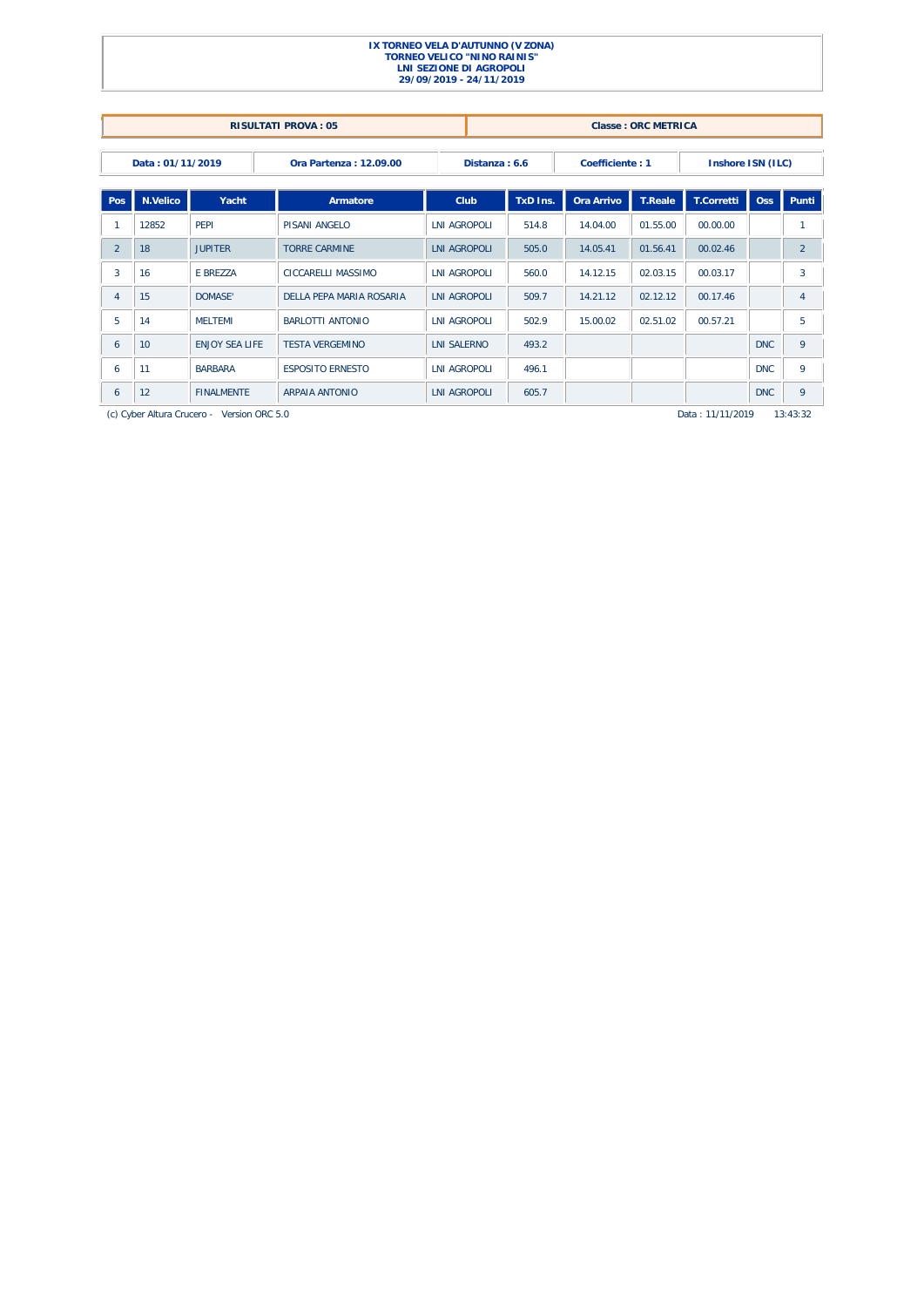**IX TORNEO VELA D'AUTUNNO (V ZONA)**
**TORNEO VELICO "NINO RAINIS"**
**LNI SEZIONE DI AGROPOLI**
**29/09/2019 - 24/11/2019**

**RISULTATI PROVA : 05** | **Classe : ORC METRICA**

**Data : 01/11/2019** | **Ora Partenza : 12.09.00** | **Distanza : 6.6** | **Coefficiente : 1** | **Inshore ISN (ILC)**

| Pos | N.Velico | Yacht | Armatore | Club | TxD Ins. | Ora Arrivo | T.Reale | T.Corretti | Oss | Punti |
|---|---|---|---|---|---|---|---|---|---|---|
| 1 | 12852 | PEPI | PISANI ANGELO | LNI AGROPOLI | 514.8 | 14.04.00 | 01.55.00 | 00.00.00 | | 1 |
| 2 | 18 | JUPITER | TORRE CARMINE | LNI AGROPOLI | 505.0 | 14.05.41 | 01.56.41 | 00.02.46 | | 2 |
| 3 | 16 | E BREZZA | CICCARELLI MASSIMO | LNI AGROPOLI | 560.0 | 14.12.15 | 02.03.15 | 00.03.17 | | 3 |
| 4 | 15 | DOMASE' | DELLA PEPA MARIA ROSARIA | LNI AGROPOLI | 509.7 | 14.21.12 | 02.12.12 | 00.17.46 | | 4 |
| 5 | 14 | MELTEMI | BARLOTTI ANTONIO | LNI AGROPOLI | 502.9 | 15.00.02 | 02.51.02 | 00.57.21 | | 5 |
| 6 | 10 | ENJOY SEA LIFE | TESTA VERGEMINO | LNI SALERNO | 493.2 | | | | DNC | 9 |
| 6 | 11 | BARBARA | ESPOSITO ERNESTO | LNI AGROPOLI | 496.1 | | | | DNC | 9 |
| 6 | 12 | FINALMENTE | ARPAIA ANTONIO | LNI AGROPOLI | 605.7 | | | | DNC | 9 |

(c) Cyber Altura Crucero - Version ORC 5.0 Data : 11/11/2019 13:43:32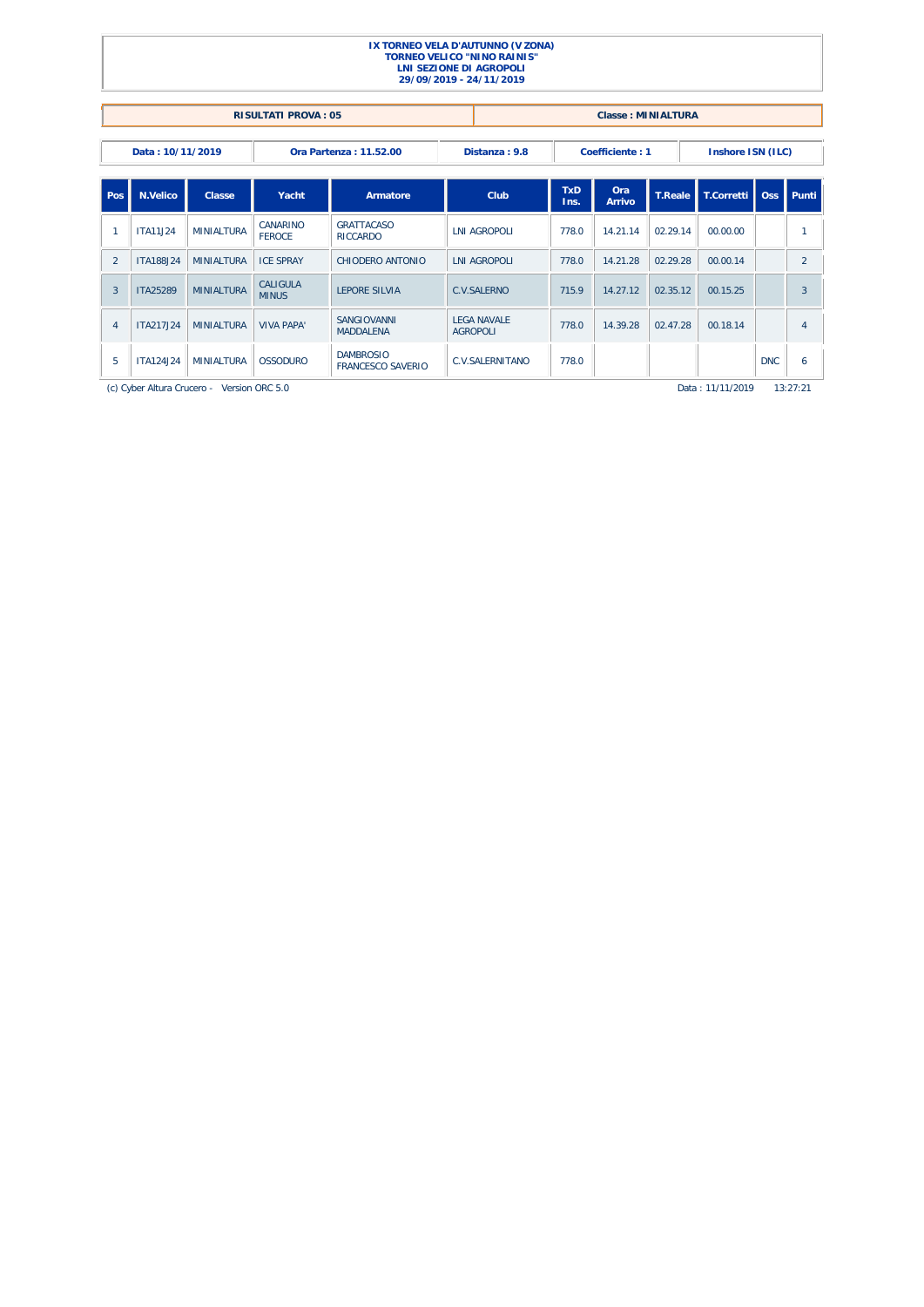**IX TORNEO VELA D'AUTUNNO (V ZONA)**
**TORNEO VELICO "NINO RAINIS"**
**LNI SEZIONE DI AGROPOLI**
**29/09/2019 - 24/11/2019**

| RISULTATI PROVA : 05 | Classe : MINIALTURA |
|---|---|

| Data : 10/11/2019 | Ora Partenza : 11.52.00 | Distanza : 9.8 | Coefficiente : 1 | Inshore ISN (ILC) |
|---|---|---|---|---|

| Pos | N.Velico | Classe | Yacht | Armatore | Club | TxD Ins. | Ora Arrivo | T.Reale | T.Corretti | Oss | Punti |
|---|---|---|---|---|---|---|---|---|---|---|---|
| 1 | ITA11J24 | MINIALTURA | CANARINO FEROCE | GRATTACASO RICCARDO | LNI AGROPOLI | 778.0 | 14.21.14 | 02.29.14 | 00.00.00 | | 1 |
| 2 | ITA188J24 | MINIALTURA | ICE SPRAY | CHIODERO ANTONIO | LNI AGROPOLI | 778.0 | 14.21.28 | 02.29.28 | 00.00.14 | | 2 |
| 3 | ITA25289 | MINIALTURA | CALIGULA MINUS | LEPORE SILVIA | C.V.SALERNO | 715.9 | 14.27.12 | 02.35.12 | 00.15.25 | | 3 |
| 4 | ITA217J24 | MINIALTURA | VIVA PAPA' | SANGIOVANNI MADDALENA | LEGA NAVALE AGROPOLI | 778.0 | 14.39.28 | 02.47.28 | 00.18.14 | | 4 |
| 5 | ITA124J24 | MINIALTURA | OSSODURO | DAMBROSIO FRANCESCO SAVERIO | C.V.SALERNITANO | 778.0 | | | | DNC | 6 |

(c) Cyber Altura Crucero - Version ORC 5.0 Data : 11/11/2019 13:27:21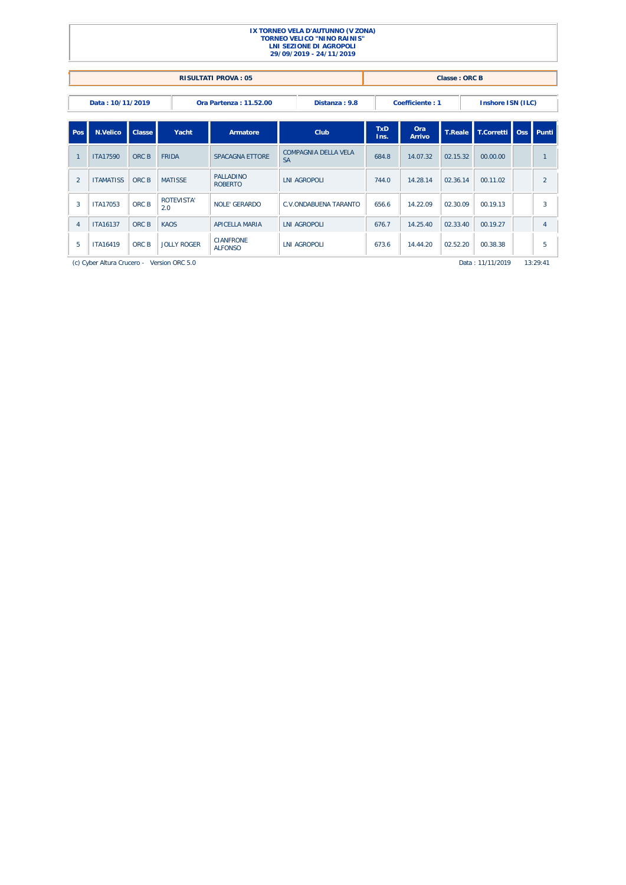**IX TORNEO VELA D'AUTUNNO (V ZONA)**
**TORNEO VELICO "NINO RAINIS"**
**LNI SEZIONE DI AGROPOLI**
**29/09/2019 - 24/11/2019**

| RISULTATI PROVA : 05 | Classe : ORC B |
|---|---|

| Data : 10/11/2019 | Ora Partenza : 11.52.00 | Distanza : 9.8 | Coefficiente : 1 | Inshore ISN (ILC) |
|---|---|---|---|---|

| Pos | N.Velico | Classe | Yacht | Armatore | Club | TxD Ins. | Ora Arrivo | T.Reale | T.Corretti | Oss | Punti |
|---|---|---|---|---|---|---|---|---|---|---|---|
| 1 | ITA17590 | ORC B | FRIDA | SPACAGNA ETTORE | COMPAGNIA DELLA VELA SA | 684.8 | 14.07.32 | 02.15.32 | 00.00.00 | | 1 |
| 2 | ITAMATISS | ORC B | MATISSE | PALLADINO ROBERTO | LNI AGROPOLI | 744.0 | 14.28.14 | 02.36.14 | 00.11.02 | | 2 |
| 3 | ITA17053 | ORC B | ROTEVISTA' 2.0 | NOLE' GERARDO | C.V.ONDABUENA TARANTO | 656.6 | 14.22.09 | 02.30.09 | 00.19.13 | | 3 |
| 4 | ITA16137 | ORC B | KAOS | APICELLA MARIA | LNI AGROPOLI | 676.7 | 14.25.40 | 02.33.40 | 00.19.27 | | 4 |
| 5 | ITA16419 | ORC B | JOLLY ROGER | CIANFRONE ALFONSO | LNI AGROPOLI | 673.6 | 14.44.20 | 02.52.20 | 00.38.38 | | 5 |

(c) Cyber Altura Crucero - Version ORC 5.0 Data : 11/11/2019 13:29:41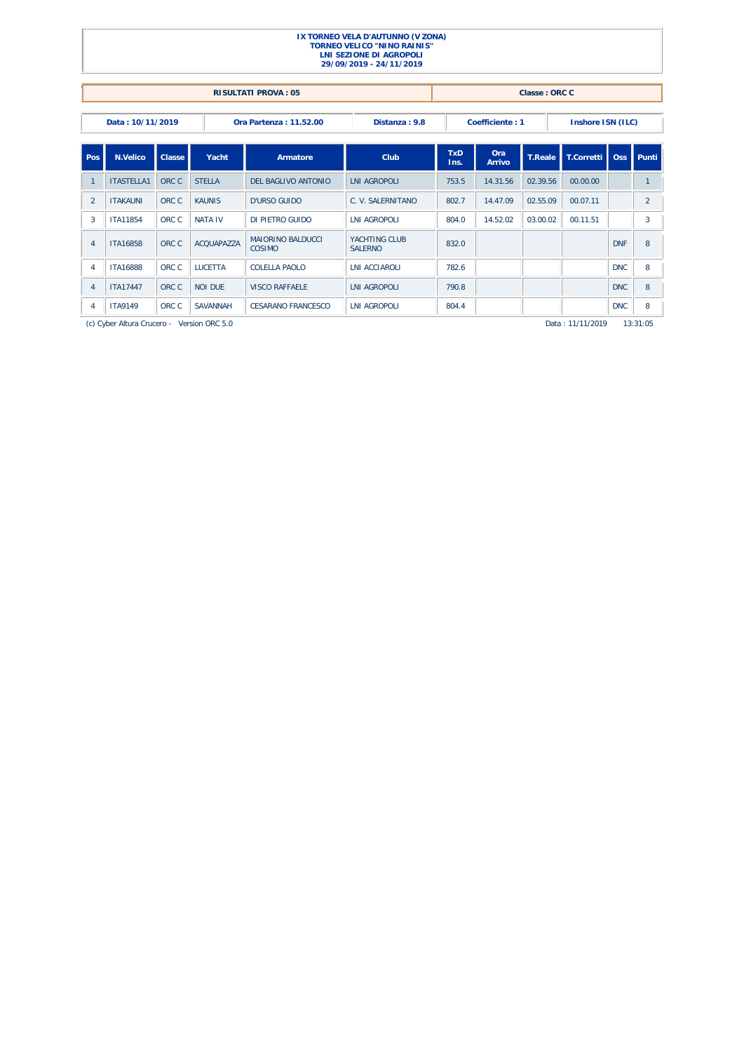**IX TORNEO VELA D'AUTUNNO (V ZONA)**
**TORNEO VELICO "NINO RAINIS"**
**LNI SEZIONE DI AGROPOLI**
**29/09/2019 - 24/11/2019**

| RISULTATI PROVA : 05 | Classe : ORC C |
|---|---|

| Data : 10/11/2019 | Ora Partenza : 11.52.00 | Distanza : 9.8 | Coefficiente : 1 | Inshore ISN (ILC) |
|---|---|---|---|---|

| Pos | N.Velico | Classe | Yacht | Armatore | Club | TxD Ins. | Ora Arrivo | T.Reale | T.Corretti | Oss | Punti |
|---|---|---|---|---|---|---|---|---|---|---|---|
| 1 | ITASTELLA1 | ORC C | STELLA | DEL BAGLIVO ANTONIO | LNI AGROPOLI | 753.5 | 14.31.56 | 02.39.56 | 00.00.00 | | 1 |
| 2 | ITAKAUNI | ORC C | KAUNIS | D'URSO GUIDO | C. V. SALERNITANO | 802.7 | 14.47.09 | 02.55.09 | 00.07.11 | | 2 |
| 3 | ITA11854 | ORC C | NATA IV | DI PIETRO GUIDO | LNI AGROPOLI | 804.0 | 14.52.02 | 03.00.02 | 00.11.51 | | 3 |
| 4 | ITA16858 | ORC C | ACQUAPAZZA | MAIORINO BALDUCCI COSIMO | YACHTING CLUB SALERNO | 832.0 | | | | DNF | 8 |
| 4 | ITA16888 | ORC C | LUCETTA | COLELLA PAOLO | LNI ACCIAROLI | 782.6 | | | | DNC | 8 |
| 4 | ITA17447 | ORC C | NOI DUE | VISCO RAFFAELE | LNI AGROPOLI | 790.8 | | | | DNC | 8 |
| 4 | ITA9149 | ORC C | SAVANNAH | CESARANO FRANCESCO | LNI AGROPOLI | 804.4 | | | | DNC | 8 |

(c) Cyber Altura Crucero - Version ORC 5.0 Data : 11/11/2019 13:31:05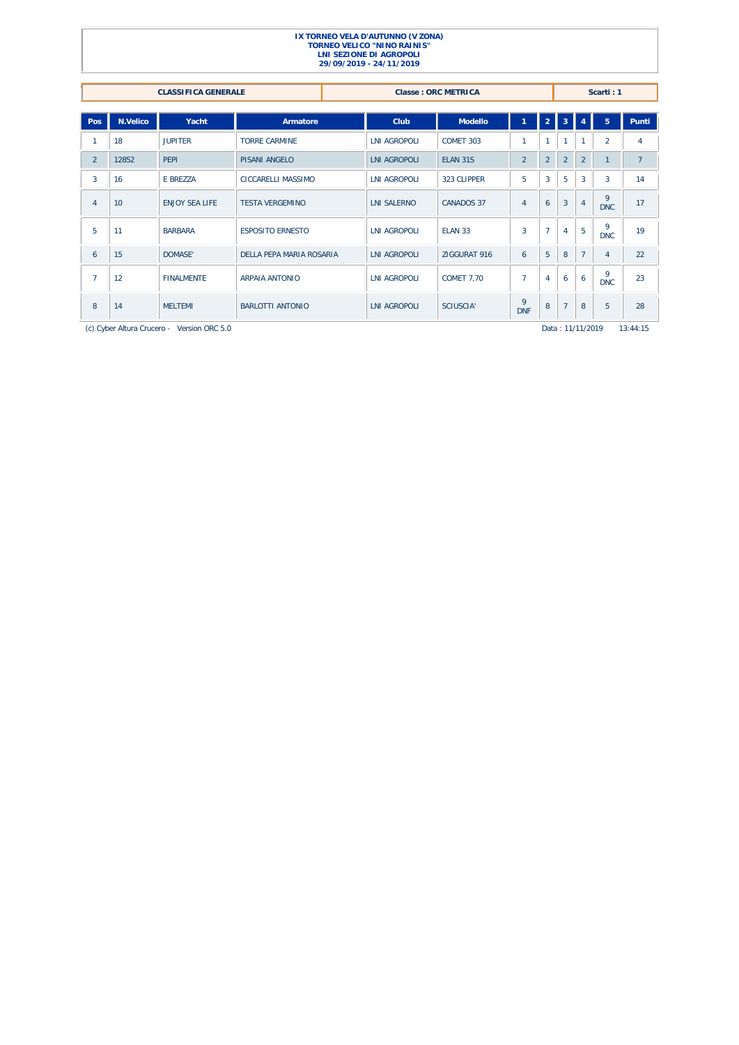**IX TORNEO VELA D'AUTUNNO (V ZONA)**
**TORNEO VELICO "NINO RAINIS"**
**LNI SEZIONE DI AGROPOLI**
**29/09/2019 - 24/11/2019**

| CLASSIFICA GENERALE | Classe : ORC METRICA | Scarti : 1 |
|---|---|---|

| Pos | N.Velico | Yacht | Armatore | Club | Modello | 1 | 2 | 3 | 4 | 5 | Punti |
|---|---|---|---|---|---|---|---|---|---|---|---|
| 1 | 18 | JUPITER | TORRE CARMINE | LNI AGROPOLI | COMET 303 | 1 | 1 | 1 | 1 | 2 | 4 |
| 2 | 12852 | PEPI | PISANI ANGELO | LNI AGROPOLI | ELAN 31S | 2 | 2 | 2 | 2 | 1 | 7 |
| 3 | 16 | E BREZZA | CICCARELLI MASSIMO | LNI AGROPOLI | 323 CLIPPER | 5 | 3 | 5 | 3 | 3 | 14 |
| 4 | 10 | ENJOY SEA LIFE | TESTA VERGEMINO | LNI SALERNO | CANADOS 37 | 4 | 6 | 3 | 4 | 9 DNC | 17 |
| 5 | 11 | BARBARA | ESPOSITO ERNESTO | LNI AGROPOLI | ELAN 33 | 3 | 7 | 4 | 5 | 9 DNC | 19 |
| 6 | 15 | DOMASE' | DELLA PEPA MARIA ROSARIA | LNI AGROPOLI | ZIGGURAT 916 | 6 | 5 | 8 | 7 | 4 | 22 |
| 7 | 12 | FINALMENTE | ARPAIA ANTONIO | LNI AGROPOLI | COMET 7,70 | 7 | 4 | 6 | 6 | 9 DNC | 23 |
| 8 | 14 | MELTEMI | BARLOTTI ANTONIO | LNI AGROPOLI | SCIUSCIA' | 9 DNF | 8 | 7 | 8 | 5 | 28 |

(c) Cyber Altura Crucero - Version ORC 5.0 Data : 11/11/2019 13:44:15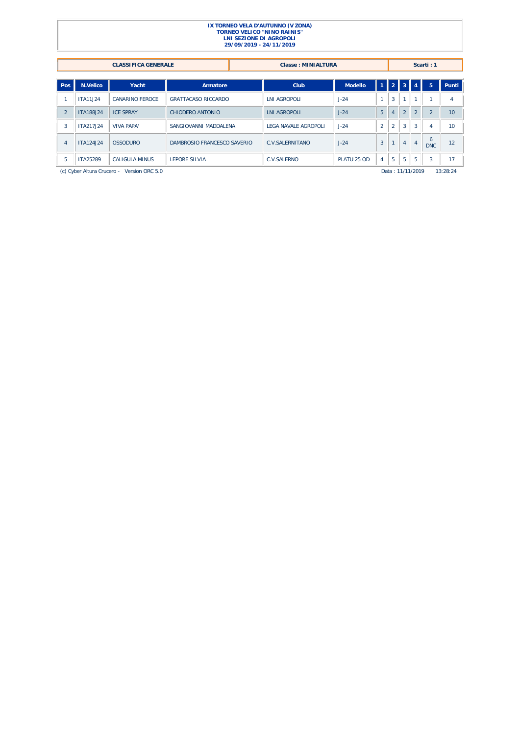**IX TORNEO VELA D'AUTUNNO (V ZONA)**
**TORNEO VELICO "NINO RAINIS"**
**LNI SEZIONE DI AGROPOLI**
**29/09/2019 - 24/11/2019**

| CLASSIFICA GENERALE | Classe : MINIALTURA | Scarti : 1 |
|---|---|---|

| Pos | N.Velico | Yacht | Armatore | Club | Modello | 1 | 2 | 3 | 4 | 5 | Punti |
|---|---|---|---|---|---|---|---|---|---|---|---|
| 1 | ITA11J24 | CANARINO FEROCE | GRATTACASO RICCARDO | LNI AGROPOLI | J-24 | 1 | 3 | 1 | 1 | 1 | 4 |
| 2 | ITA188J24 | ICE SPRAY | CHIODERO ANTONIO | LNI AGROPOLI | J-24 | 5 | 4 | 2 | 2 | 2 | 10 |
| 3 | ITA217J24 | VIVA PAPA' | SANGIOVANNI MADDALENA | LEGA NAVALE AGROPOLI | J-24 | 2 | 2 | 3 | 3 | 4 | 10 |
| 4 | ITA124J24 | OSSODURO | DAMBROSIO FRANCESCO SAVERIO | C.V.SALERNITANO | J-24 | 3 | 1 | 4 | 4 | 6 DNC | 12 |
| 5 | ITA25289 | CALIGULA MINUS | LEPORE SILVIA | C.V.SALERNO | PLATU 25 OD | 4 | 5 | 5 | 5 | 3 | 17 |

(c) Cyber Altura Crucero - Version ORC 5.0 Data : 11/11/2019 13:28:24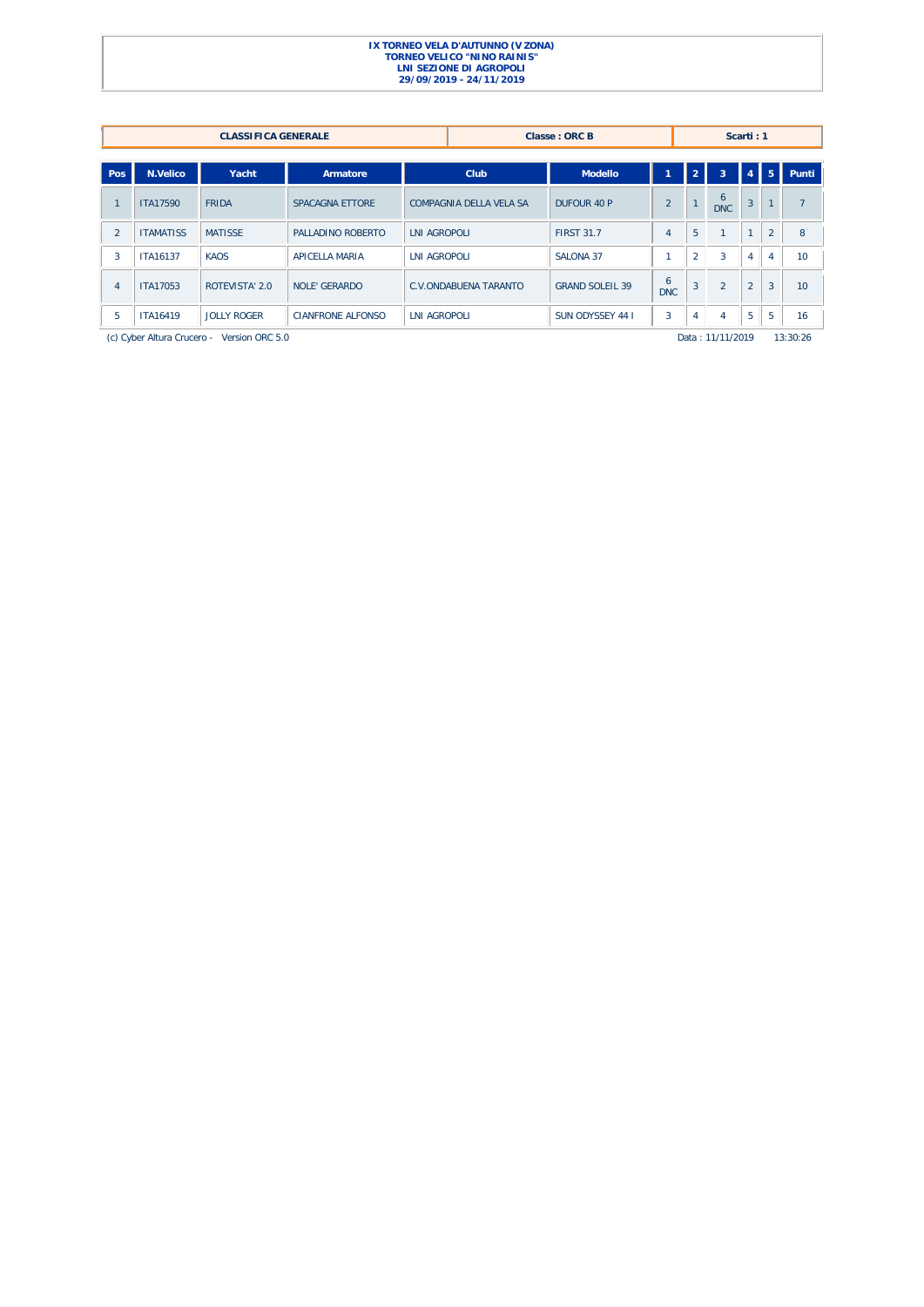**IX TORNEO VELA D'AUTUNNO (V ZONA)**
**TORNEO VELICO "NINO RAINIS"**
**LNI SEZIONE DI AGROPOLI**
**29/09/2019 - 24/11/2019**

| CLASSIFICA GENERALE | Classe : ORC B | Scarti : 1 |
|---|---|---|

| Pos | N.Velico | Yacht | Armatore | Club | Modello | 1 | 2 | 3 | 4 | 5 | Punti |
|---|---|---|---|---|---|---|---|---|---|---|---|
| 1 | ITA17590 | FRIDA | SPACAGNA ETTORE | COMPAGNIA DELLA VELA SA | DUFOUR 40 P | 2 | 1 | 6 DNC | 3 | 1 | 7 |
| 2 | ITAMATISS | MATISSE | PALLADINO ROBERTO | LNI AGROPOLI | FIRST 31.7 | 4 | 5 | 1 | 1 | 2 | 8 |
| 3 | ITA16137 | KAOS | APICELLA MARIA | LNI AGROPOLI | SALONA 37 | 1 | 2 | 3 | 4 | 4 | 10 |
| 4 | ITA17053 | ROTEVISTA' 2.0 | NOLE' GERARDO | C.V.ONDABUENA TARANTO | GRAND SOLEIL 39 | 6 DNC | 3 | 2 | 2 | 3 | 10 |
| 5 | ITA16419 | JOLLY ROGER | CIANFRONE ALFONSO | LNI AGROPOLI | SUN ODYSSEY 44 I | 3 | 4 | 4 | 5 | 5 | 16 |

(c) Cyber Altura Crucero - Version ORC 5.0 Data : 11/11/2019 13:30:26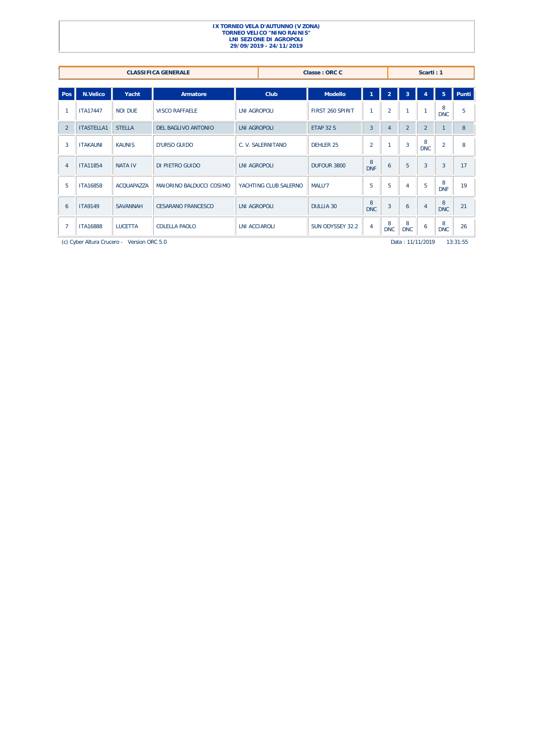**IX TORNEO VELA D'AUTUNNO (V ZONA)**
**TORNEO VELICO "NINO RAINIS"**
**LNI SEZIONE DI AGROPOLI**
**29/09/2019 - 24/11/2019**

| CLASSIFICA GENERALE | Classe : ORC C | Scarti : 1 |
|---|---|---|

| Pos | N.Velico | Yacht | Armatore | Club | Modello | 1 | 2 | 3 | 4 | 5 | Punti |
|---|---|---|---|---|---|---|---|---|---|---|---|
| 1 | ITA17447 | NOI DUE | VISCO RAFFAELE | LNI AGROPOLI | FIRST 260 SPIRIT | 1 | 2 | 1 | 1 | 8 DNC | 5 |
| 2 | ITASTELLA1 | STELLA | DEL BAGLIVO ANTONIO | LNI AGROPOLI | ETAP 32 S | 3 | 4 | 2 | 2 | 1 | 8 |
| 3 | ITAKAUNI | KAUNIS | D'URSO GUIDO | C. V. SALERNITANO | DEHLER 25 | 2 | 1 | 3 | 8 DNC | 2 | 8 |
| 4 | ITA11854 | NATA IV | DI PIETRO GUIDO | LNI AGROPOLI | DUFOUR 3800 | 8 DNF | 6 | 5 | 3 | 3 | 17 |
| 5 | ITA16858 | ACQUAPAZZA | MAIORINO BALDUCCI COSIMO | YACHTING CLUB SALERNO | MALU'7 | 5 | 5 | 4 | 5 | 8 DNF | 19 |
| 6 | ITA9149 | SAVANNAH | CESARANO FRANCESCO | LNI AGROPOLI | DULLIA 30 | 8 DNC | 3 | 6 | 4 | 8 DNC | 21 |
| 7 | ITA16888 | LUCETTA | COLELLA PAOLO | LNI ACCIAROLI | SUN ODYSSEY 32.2 | 4 | 8 DNC | 8 DNC | 6 | 8 DNC | 26 |

(c) Cyber Altura Crucero - Version ORC 5.0 Data : 11/11/2019 13:31:55